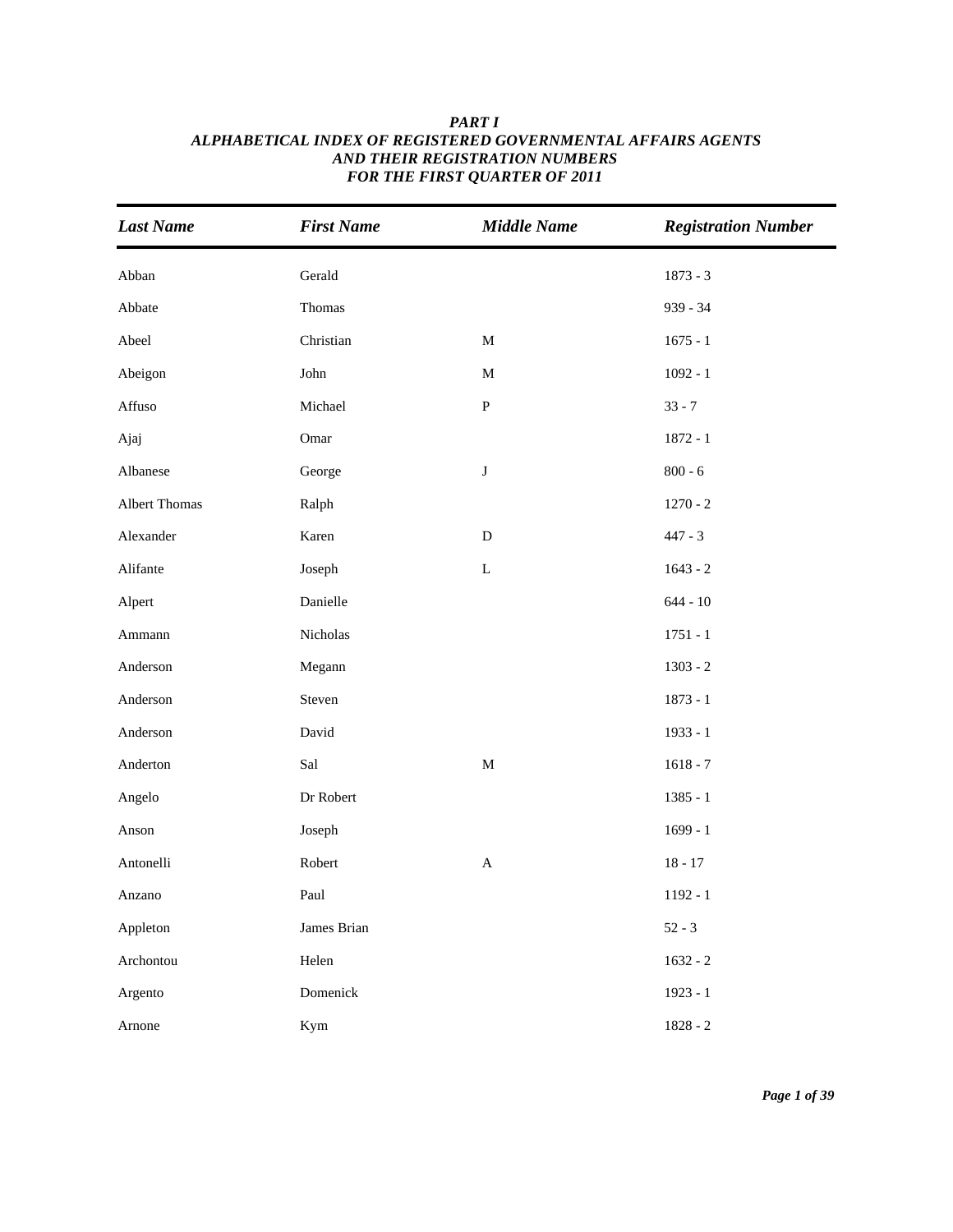# PART I
## ALPHABETICAL INDEX OF REGISTERED GOVERNMENTAL AFFAIRS AGENTS AND THEIR REGISTRATION NUMBERS FOR THE FIRST QUARTER OF 2011

| Last Name | First Name | Middle Name | Registration Number |
|---|---|---|---|
| Abban | Gerald | | 1873 - 3 |
| Abbate | Thomas | | 939 - 34 |
| Abeel | Christian | M | 1675 - 1 |
| Abeigon | John | M | 1092 - 1 |
| Affuso | Michael | P | 33 - 7 |
| Ajaj | Omar | | 1872 - 1 |
| Albanese | George | J | 800 - 6 |
| Albert Thomas | Ralph | | 1270 - 2 |
| Alexander | Karen | D | 447 - 3 |
| Alifante | Joseph | L | 1643 - 2 |
| Alpert | Danielle | | 644 - 10 |
| Ammann | Nicholas | | 1751 - 1 |
| Anderson | Megann | | 1303 - 2 |
| Anderson | Steven | | 1873 - 1 |
| Anderson | David | | 1933 - 1 |
| Anderton | Sal | M | 1618 - 7 |
| Angelo | Dr Robert | | 1385 - 1 |
| Anson | Joseph | | 1699 - 1 |
| Antonelli | Robert | A | 18 - 17 |
| Anzano | Paul | | 1192 - 1 |
| Appleton | James Brian | | 52 - 3 |
| Archontou | Helen | | 1632 - 2 |
| Argento | Domenick | | 1923 - 1 |
| Arnone | Kym | | 1828 - 2 |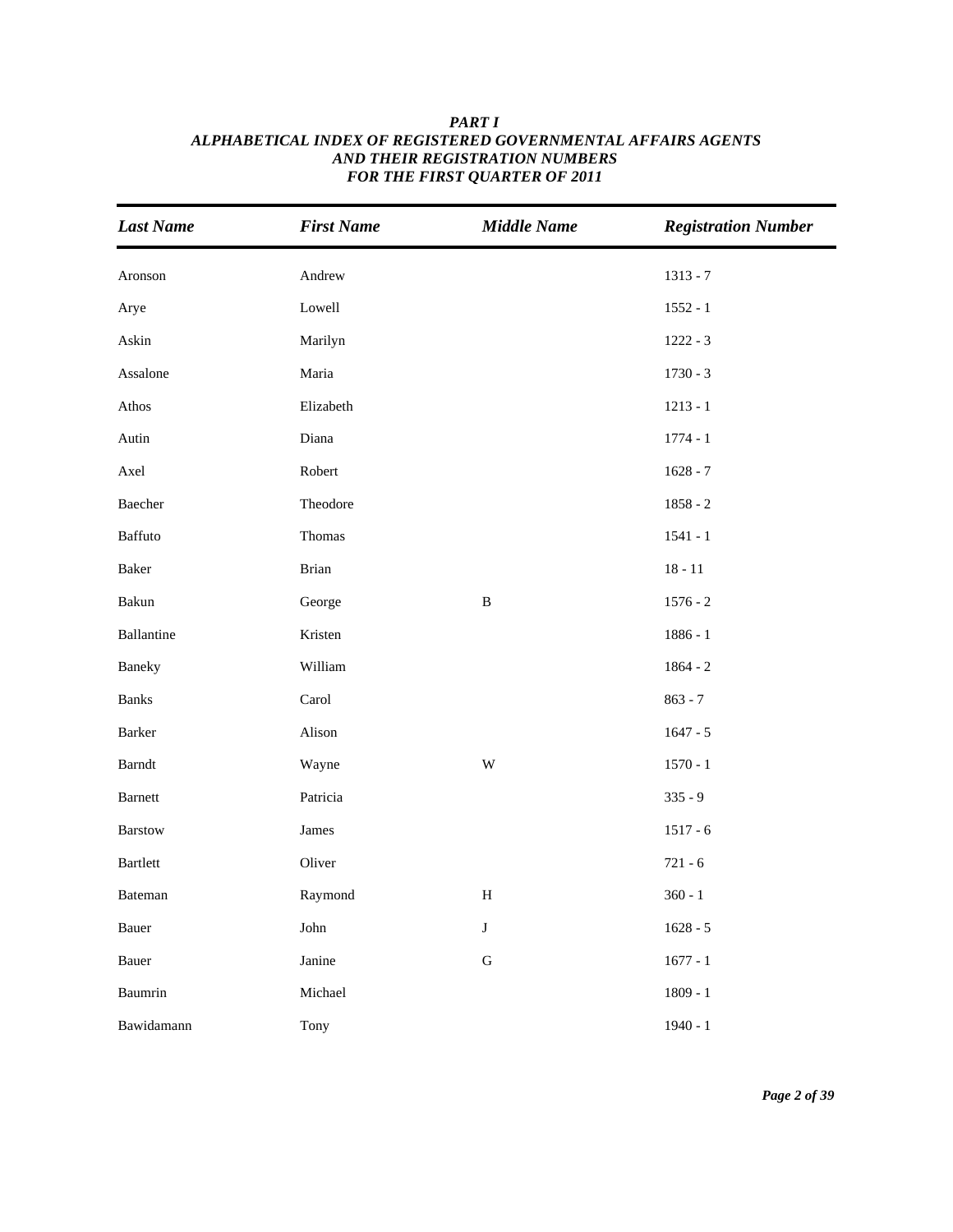***PART I***
***ALPHABETICAL INDEX OF REGISTERED GOVERNMENTAL AFFAIRS AGENTS***
***AND THEIR REGISTRATION NUMBERS***
***FOR THE FIRST QUARTER OF 2011***

| *Last Name* | *First Name* | *Middle Name* | *Registration Number* |
|---|---|---|---|
| Aronson | Andrew | | 1313 - 7 |
| Arye | Lowell | | 1552 - 1 |
| Askin | Marilyn | | 1222 - 3 |
| Assalone | Maria | | 1730 - 3 |
| Athos | Elizabeth | | 1213 - 1 |
| Autin | Diana | | 1774 - 1 |
| Axel | Robert | | 1628 - 7 |
| Baecher | Theodore | | 1858 - 2 |
| Baffuto | Thomas | | 1541 - 1 |
| Baker | Brian | | 18 - 11 |
| Bakun | George | B | 1576 - 2 |
| Ballantine | Kristen | | 1886 - 1 |
| Baneky | William | | 1864 - 2 |
| Banks | Carol | | 863 - 7 |
| Barker | Alison | | 1647 - 5 |
| Barndt | Wayne | W | 1570 - 1 |
| Barnett | Patricia | | 335 - 9 |
| Barstow | James | | 1517 - 6 |
| Bartlett | Oliver | | 721 - 6 |
| Bateman | Raymond | H | 360 - 1 |
| Bauer | John | J | 1628 - 5 |
| Bauer | Janine | G | 1677 - 1 |
| Baumrin | Michael | | 1809 - 1 |
| Bawidamann | Tony | | 1940 - 1 |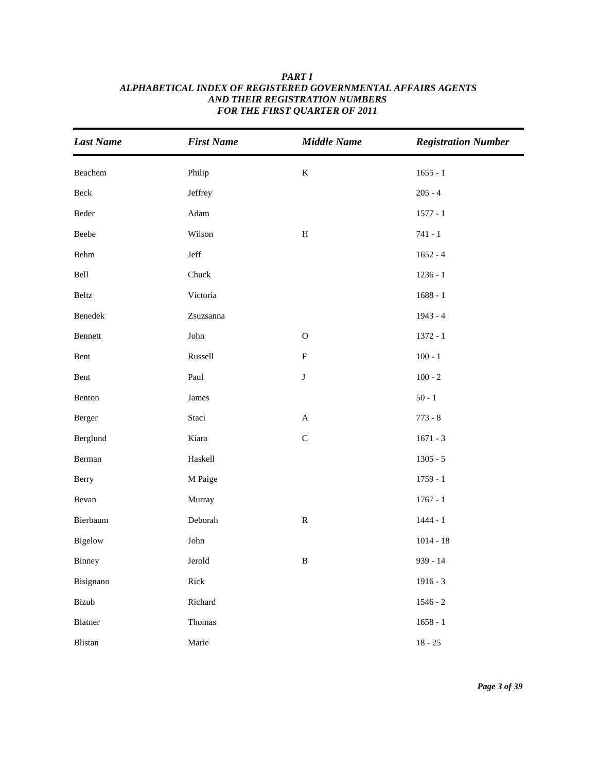# *PART I*
## *ALPHABETICAL INDEX OF REGISTERED GOVERNMENTAL AFFAIRS AGENTS AND THEIR REGISTRATION NUMBERS FOR THE FIRST QUARTER OF 2011*

| *Last Name* | *First Name* | *Middle Name* | *Registration Number* |
|---|---|---|---|
| Beachem | Philip | K | 1655 - 1 |
| Beck | Jeffrey | | 205 - 4 |
| Beder | Adam | | 1577 - 1 |
| Beebe | Wilson | H | 741 - 1 |
| Behm | Jeff | | 1652 - 4 |
| Bell | Chuck | | 1236 - 1 |
| Beltz | Victoria | | 1688 - 1 |
| Benedek | Zsuzsanna | | 1943 - 4 |
| Bennett | John | O | 1372 - 1 |
| Bent | Russell | F | 100 - 1 |
| Bent | Paul | J | 100 - 2 |
| Benton | James | | 50 - 1 |
| Berger | Staci | A | 773 - 8 |
| Berglund | Kiara | C | 1671 - 3 |
| Berman | Haskell | | 1305 - 5 |
| Berry | M Paige | | 1759 - 1 |
| Bevan | Murray | | 1767 - 1 |
| Bierbaum | Deborah | R | 1444 - 1 |
| Bigelow | John | | 1014 - 18 |
| Binney | Jerold | B | 939 - 14 |
| Bisignano | Rick | | 1916 - 3 |
| Bizub | Richard | | 1546 - 2 |
| Blatner | Thomas | | 1658 - 1 |
| Blistan | Marie | | 18 - 25 |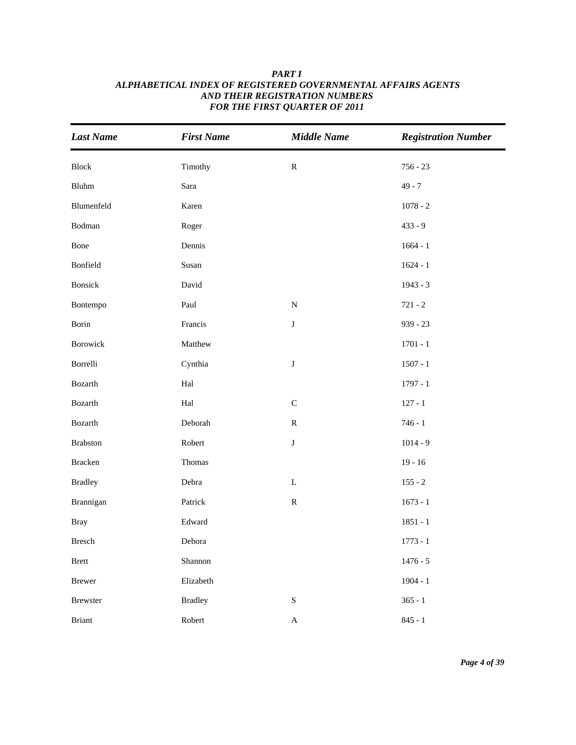# *PART I*
## *ALPHABETICAL INDEX OF REGISTERED GOVERNMENTAL AFFAIRS AGENTS AND THEIR REGISTRATION NUMBERS FOR THE FIRST QUARTER OF 2011*

| *Last Name* | *First Name* | *Middle Name* | *Registration Number* |
|---|---|---|---|
| Block | Timothy | R | 756 - 23 |
| Bluhm | Sara | | 49 - 7 |
| Blumenfeld | Karen | | 1078 - 2 |
| Bodman | Roger | | 433 - 9 |
| Bone | Dennis | | 1664 - 1 |
| Bonfield | Susan | | 1624 - 1 |
| Bonsick | David | | 1943 - 3 |
| Bontempo | Paul | N | 721 - 2 |
| Borin | Francis | J | 939 - 23 |
| Borowick | Matthew | | 1701 - 1 |
| Borrelli | Cynthia | J | 1507 - 1 |
| Bozarth | Hal | | 1797 - 1 |
| Bozarth | Hal | C | 127 - 1 |
| Bozarth | Deborah | R | 746 - 1 |
| Brabston | Robert | J | 1014 - 9 |
| Bracken | Thomas | | 19 - 16 |
| Bradley | Debra | L | 155 - 2 |
| Brannigan | Patrick | R | 1673 - 1 |
| Bray | Edward | | 1851 - 1 |
| Bresch | Debora | | 1773 - 1 |
| Brett | Shannon | | 1476 - 5 |
| Brewer | Elizabeth | | 1904 - 1 |
| Brewster | Bradley | S | 365 - 1 |
| Briant | Robert | A | 845 - 1 |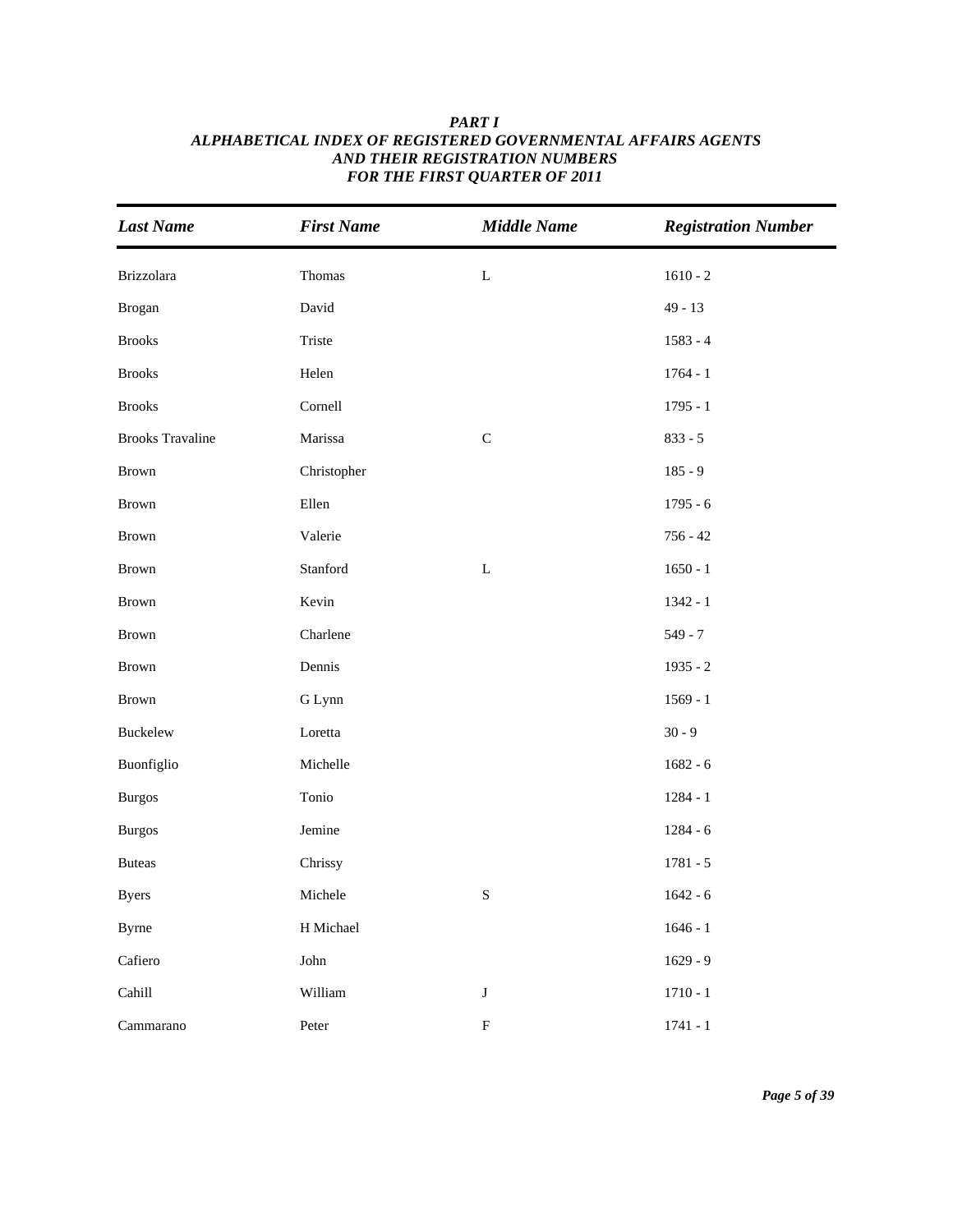### *PART I*
### *ALPHABETICAL INDEX OF REGISTERED GOVERNMENTAL AFFAIRS AGENTS AND THEIR REGISTRATION NUMBERS FOR THE FIRST QUARTER OF 2011*

| *Last Name* | *First Name* | *Middle Name* | *Registration Number* |
|---|---|---|---|
| Brizzolara | Thomas | L | 1610 - 2 |
| Brogan | David | | 49 - 13 |
| Brooks | Triste | | 1583 - 4 |
| Brooks | Helen | | 1764 - 1 |
| Brooks | Cornell | | 1795 - 1 |
| Brooks Travaline | Marissa | C | 833 - 5 |
| Brown | Christopher | | 185 - 9 |
| Brown | Ellen | | 1795 - 6 |
| Brown | Valerie | | 756 - 42 |
| Brown | Stanford | L | 1650 - 1 |
| Brown | Kevin | | 1342 - 1 |
| Brown | Charlene | | 549 - 7 |
| Brown | Dennis | | 1935 - 2 |
| Brown | G Lynn | | 1569 - 1 |
| Buckelew | Loretta | | 30 - 9 |
| Buonfiglio | Michelle | | 1682 - 6 |
| Burgos | Tonio | | 1284 - 1 |
| Burgos | Jemine | | 1284 - 6 |
| Buteas | Chrissy | | 1781 - 5 |
| Byers | Michele | S | 1642 - 6 |
| Byrne | H Michael | | 1646 - 1 |
| Cafiero | John | | 1629 - 9 |
| Cahill | William | J | 1710 - 1 |
| Cammarano | Peter | F | 1741 - 1 |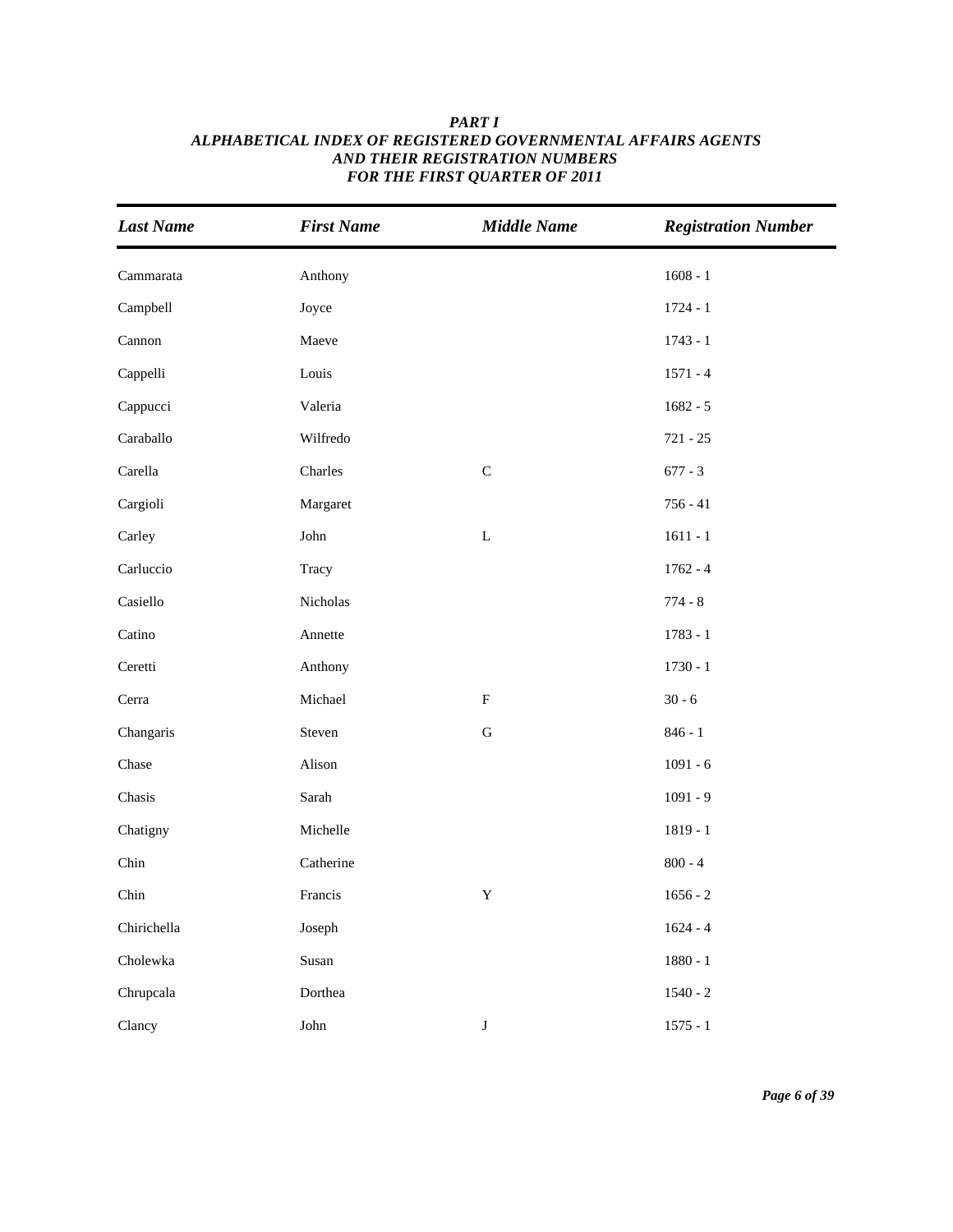# *PART I*
## *ALPHABETICAL INDEX OF REGISTERED GOVERNMENTAL AFFAIRS AGENTS AND THEIR REGISTRATION NUMBERS FOR THE FIRST QUARTER OF 2011*

| *Last Name* | *First Name* | *Middle Name* | *Registration Number* |
|---|---|---|---|
| Cammarata | Anthony | | 1608 - 1 |
| Campbell | Joyce | | 1724 - 1 |
| Cannon | Maeve | | 1743 - 1 |
| Cappelli | Louis | | 1571 - 4 |
| Cappucci | Valeria | | 1682 - 5 |
| Caraballo | Wilfredo | | 721 - 25 |
| Carella | Charles | C | 677 - 3 |
| Cargioli | Margaret | | 756 - 41 |
| Carley | John | L | 1611 - 1 |
| Carluccio | Tracy | | 1762 - 4 |
| Casiello | Nicholas | | 774 - 8 |
| Catino | Annette | | 1783 - 1 |
| Ceretti | Anthony | | 1730 - 1 |
| Cerra | Michael | F | 30 - 6 |
| Changaris | Steven | G | 846 - 1 |
| Chase | Alison | | 1091 - 6 |
| Chasis | Sarah | | 1091 - 9 |
| Chatigny | Michelle | | 1819 - 1 |
| Chin | Catherine | | 800 - 4 |
| Chin | Francis | Y | 1656 - 2 |
| Chirichella | Joseph | | 1624 - 4 |
| Cholewka | Susan | | 1880 - 1 |
| Chrupcala | Dorthea | | 1540 - 2 |
| Clancy | John | J | 1575 - 1 |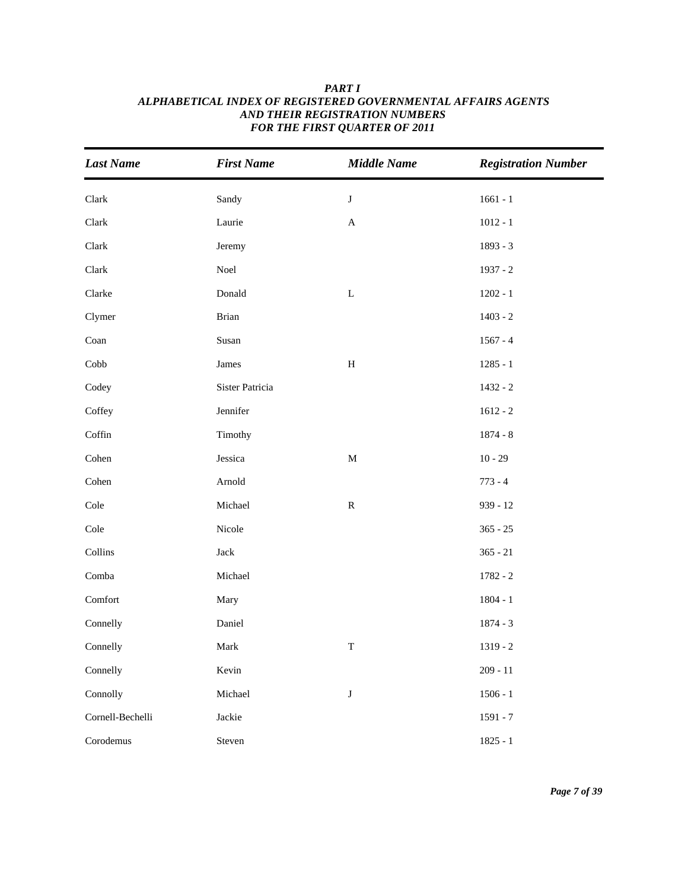***PART I***
***ALPHABETICAL INDEX OF REGISTERED GOVERNMENTAL AFFAIRS AGENTS***
***AND THEIR REGISTRATION NUMBERS***
***FOR THE FIRST QUARTER OF 2011***

| *Last Name* | *First Name* | *Middle Name* | *Registration Number* |
|---|---|---|---|
| Clark | Sandy | J | 1661 - 1 |
| Clark | Laurie | A | 1012 - 1 |
| Clark | Jeremy | | 1893 - 3 |
| Clark | Noel | | 1937 - 2 |
| Clarke | Donald | L | 1202 - 1 |
| Clymer | Brian | | 1403 - 2 |
| Coan | Susan | | 1567 - 4 |
| Cobb | James | H | 1285 - 1 |
| Codey | Sister Patricia | | 1432 - 2 |
| Coffey | Jennifer | | 1612 - 2 |
| Coffin | Timothy | | 1874 - 8 |
| Cohen | Jessica | M | 10 - 29 |
| Cohen | Arnold | | 773 - 4 |
| Cole | Michael | R | 939 - 12 |
| Cole | Nicole | | 365 - 25 |
| Collins | Jack | | 365 - 21 |
| Comba | Michael | | 1782 - 2 |
| Comfort | Mary | | 1804 - 1 |
| Connelly | Daniel | | 1874 - 3 |
| Connelly | Mark | T | 1319 - 2 |
| Connelly | Kevin | | 209 - 11 |
| Connolly | Michael | J | 1506 - 1 |
| Cornell-Bechelli | Jackie | | 1591 - 7 |
| Corodemus | Steven | | 1825 - 1 |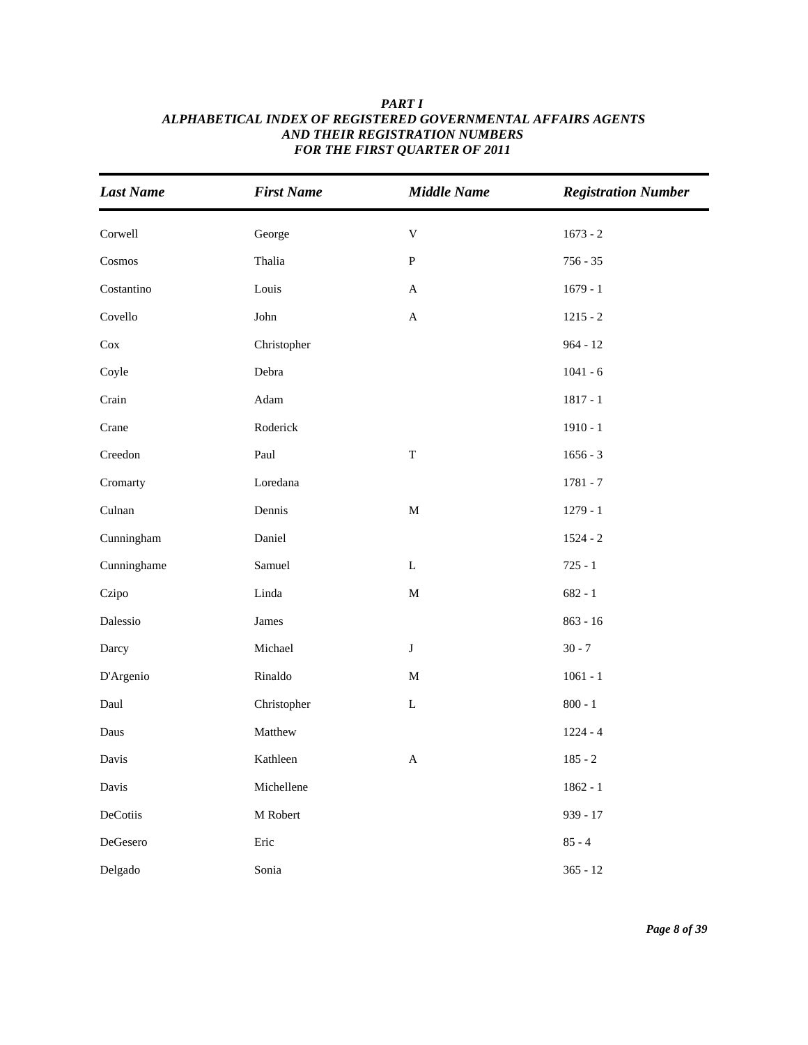# *PART I*
## *ALPHABETICAL INDEX OF REGISTERED GOVERNMENTAL AFFAIRS AGENTS AND THEIR REGISTRATION NUMBERS FOR THE FIRST QUARTER OF 2011*

| *Last Name* | *First Name* | *Middle Name* | *Registration Number* |
|---|---|---|---|
| Corwell | George | V | 1673 - 2 |
| Cosmos | Thalia | P | 756 - 35 |
| Costantino | Louis | A | 1679 - 1 |
| Covello | John | A | 1215 - 2 |
| Cox | Christopher | | 964 - 12 |
| Coyle | Debra | | 1041 - 6 |
| Crain | Adam | | 1817 - 1 |
| Crane | Roderick | | 1910 - 1 |
| Creedon | Paul | T | 1656 - 3 |
| Cromarty | Loredana | | 1781 - 7 |
| Culnan | Dennis | M | 1279 - 1 |
| Cunningham | Daniel | | 1524 - 2 |
| Cunninghame | Samuel | L | 725 - 1 |
| Czipo | Linda | M | 682 - 1 |
| Dalessio | James | | 863 - 16 |
| Darcy | Michael | J | 30 - 7 |
| D'Argenio | Rinaldo | M | 1061 - 1 |
| Daul | Christopher | L | 800 - 1 |
| Daus | Matthew | | 1224 - 4 |
| Davis | Kathleen | A | 185 - 2 |
| Davis | Michellene | | 1862 - 1 |
| DeCotiis | M Robert | | 939 - 17 |
| DeGesero | Eric | | 85 - 4 |
| Delgado | Sonia | | 365 - 12 |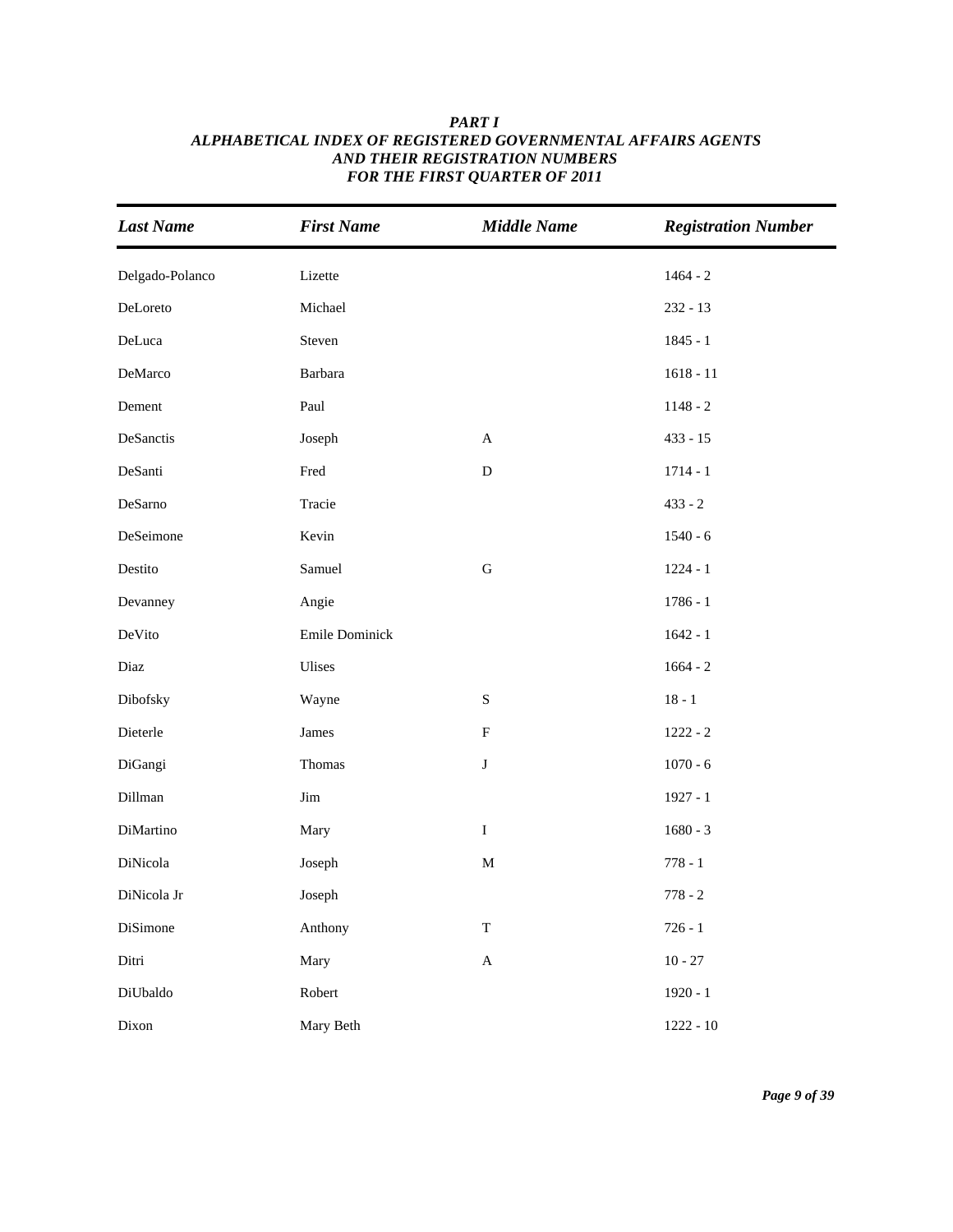***PART I***
***ALPHABETICAL INDEX OF REGISTERED GOVERNMENTAL AFFAIRS AGENTS AND THEIR REGISTRATION NUMBERS FOR THE FIRST QUARTER OF 2011***

| *Last Name* | *First Name* | *Middle Name* | *Registration Number* |
|---|---|---|---|
| Delgado-Polanco | Lizette | | 1464 - 2 |
| DeLoreto | Michael | | 232 - 13 |
| DeLuca | Steven | | 1845 - 1 |
| DeMarco | Barbara | | 1618 - 11 |
| Dement | Paul | | 1148 - 2 |
| DeSanctis | Joseph | A | 433 - 15 |
| DeSanti | Fred | D | 1714 - 1 |
| DeSarno | Tracie | | 433 - 2 |
| DeSeimone | Kevin | | 1540 - 6 |
| Destito | Samuel | G | 1224 - 1 |
| Devanney | Angie | | 1786 - 1 |
| DeVito | Emile Dominick | | 1642 - 1 |
| Diaz | Ulises | | 1664 - 2 |
| Dibofsky | Wayne | S | 18 - 1 |
| Dieterle | James | F | 1222 - 2 |
| DiGangi | Thomas | J | 1070 - 6 |
| Dillman | Jim | | 1927 - 1 |
| DiMartino | Mary | I | 1680 - 3 |
| DiNicola | Joseph | M | 778 - 1 |
| DiNicola Jr | Joseph | | 778 - 2 |
| DiSimone | Anthony | T | 726 - 1 |
| Ditri | Mary | A | 10 - 27 |
| DiUbaldo | Robert | | 1920 - 1 |
| Dixon | Mary Beth | | 1222 - 10 |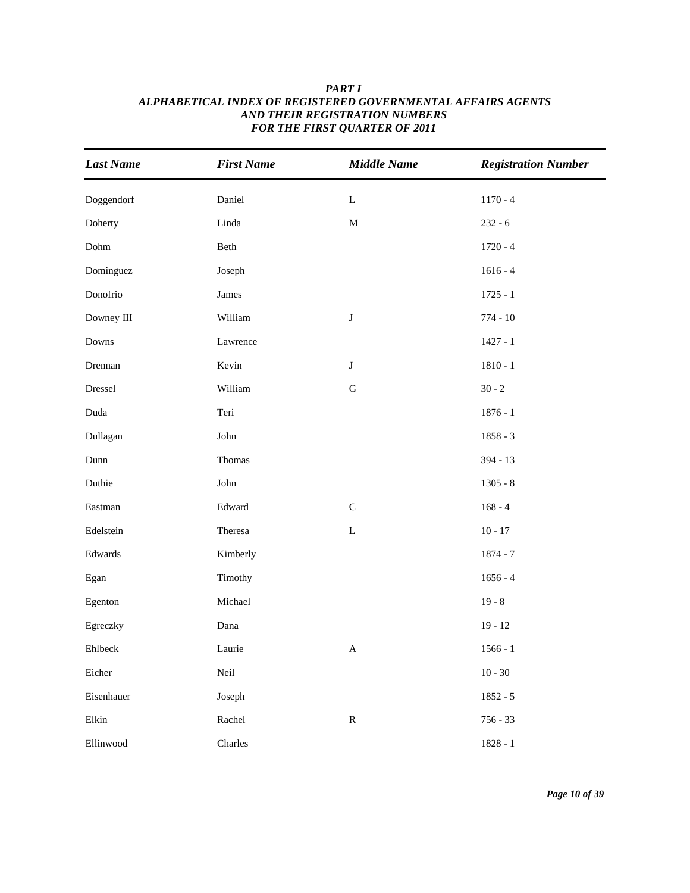# *PART I*
## *ALPHABETICAL INDEX OF REGISTERED GOVERNMENTAL AFFAIRS AGENTS AND THEIR REGISTRATION NUMBERS FOR THE FIRST QUARTER OF 2011*

| *Last Name* | *First Name* | *Middle Name* | *Registration Number* |
|---|---|---|---|
| Doggendorf | Daniel | L | 1170 - 4 |
| Doherty | Linda | M | 232 - 6 |
| Dohm | Beth | | 1720 - 4 |
| Dominguez | Joseph | | 1616 - 4 |
| Donofrio | James | | 1725 - 1 |
| Downey III | William | J | 774 - 10 |
| Downs | Lawrence | | 1427 - 1 |
| Drennan | Kevin | J | 1810 - 1 |
| Dressel | William | G | 30 - 2 |
| Duda | Teri | | 1876 - 1 |
| Dullagan | John | | 1858 - 3 |
| Dunn | Thomas | | 394 - 13 |
| Duthie | John | | 1305 - 8 |
| Eastman | Edward | C | 168 - 4 |
| Edelstein | Theresa | L | 10 - 17 |
| Edwards | Kimberly | | 1874 - 7 |
| Egan | Timothy | | 1656 - 4 |
| Egenton | Michael | | 19 - 8 |
| Egreczky | Dana | | 19 - 12 |
| Ehlbeck | Laurie | A | 1566 - 1 |
| Eicher | Neil | | 10 - 30 |
| Eisenhauer | Joseph | | 1852 - 5 |
| Elkin | Rachel | R | 756 - 33 |
| Ellinwood | Charles | | 1828 - 1 |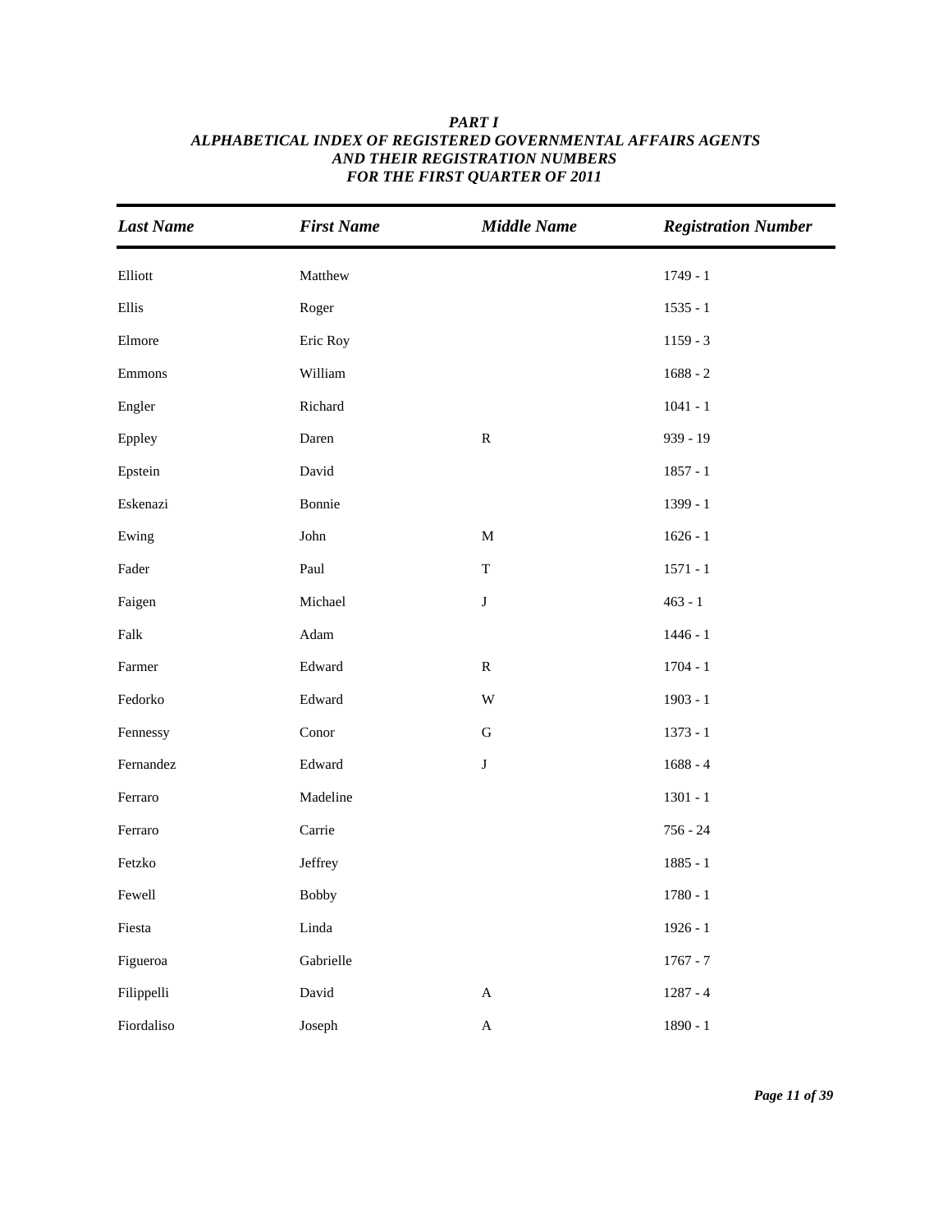**PART I**
**ALPHABETICAL INDEX OF REGISTERED GOVERNMENTAL AFFAIRS AGENTS**
**AND THEIR REGISTRATION NUMBERS**
**FOR THE FIRST QUARTER OF 2011**

| Last Name | First Name | Middle Name | Registration Number |
|---|---|---|---|
| Elliott | Matthew | | 1749 - 1 |
| Ellis | Roger | | 1535 - 1 |
| Elmore | Eric Roy | | 1159 - 3 |
| Emmons | William | | 1688 - 2 |
| Engler | Richard | | 1041 - 1 |
| Eppley | Daren | R | 939 - 19 |
| Epstein | David | | 1857 - 1 |
| Eskenazi | Bonnie | | 1399 - 1 |
| Ewing | John | M | 1626 - 1 |
| Fader | Paul | T | 1571 - 1 |
| Faigen | Michael | J | 463 - 1 |
| Falk | Adam | | 1446 - 1 |
| Farmer | Edward | R | 1704 - 1 |
| Fedorko | Edward | W | 1903 - 1 |
| Fennessy | Conor | G | 1373 - 1 |
| Fernandez | Edward | J | 1688 - 4 |
| Ferraro | Madeline | | 1301 - 1 |
| Ferraro | Carrie | | 756 - 24 |
| Fetzko | Jeffrey | | 1885 - 1 |
| Fewell | Bobby | | 1780 - 1 |
| Fiesta | Linda | | 1926 - 1 |
| Figueroa | Gabrielle | | 1767 - 7 |
| Filippelli | David | A | 1287 - 4 |
| Fiordaliso | Joseph | A | 1890 - 1 |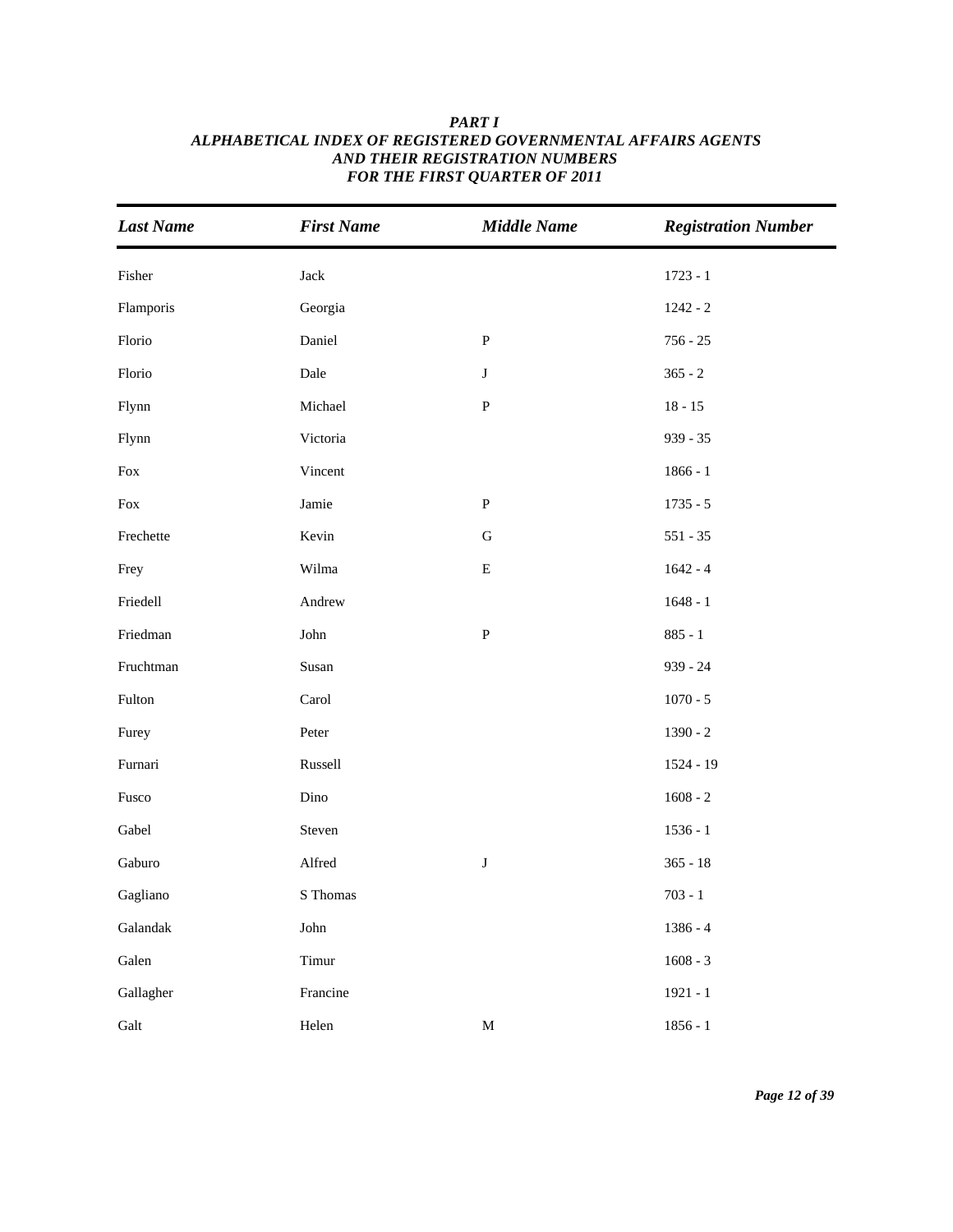***PART I***
***ALPHABETICAL INDEX OF REGISTERED GOVERNMENTAL AFFAIRS AGENTS***
***AND THEIR REGISTRATION NUMBERS***
***FOR THE FIRST QUARTER OF 2011***

| ***Last Name*** | ***First Name*** | ***Middle Name*** | ***Registration Number*** |
|---|---|---|---|
| Fisher | Jack | | 1723 - 1 |
| Flamporis | Georgia | | 1242 - 2 |
| Florio | Daniel | P | 756 - 25 |
| Florio | Dale | J | 365 - 2 |
| Flynn | Michael | P | 18 - 15 |
| Flynn | Victoria | | 939 - 35 |
| Fox | Vincent | | 1866 - 1 |
| Fox | Jamie | P | 1735 - 5 |
| Frechette | Kevin | G | 551 - 35 |
| Frey | Wilma | E | 1642 - 4 |
| Friedell | Andrew | | 1648 - 1 |
| Friedman | John | P | 885 - 1 |
| Fruchtman | Susan | | 939 - 24 |
| Fulton | Carol | | 1070 - 5 |
| Furey | Peter | | 1390 - 2 |
| Furnari | Russell | | 1524 - 19 |
| Fusco | Dino | | 1608 - 2 |
| Gabel | Steven | | 1536 - 1 |
| Gaburo | Alfred | J | 365 - 18 |
| Gagliano | S Thomas | | 703 - 1 |
| Galandak | John | | 1386 - 4 |
| Galen | Timur | | 1608 - 3 |
| Gallagher | Francine | | 1921 - 1 |
| Galt | Helen | M | 1856 - 1 |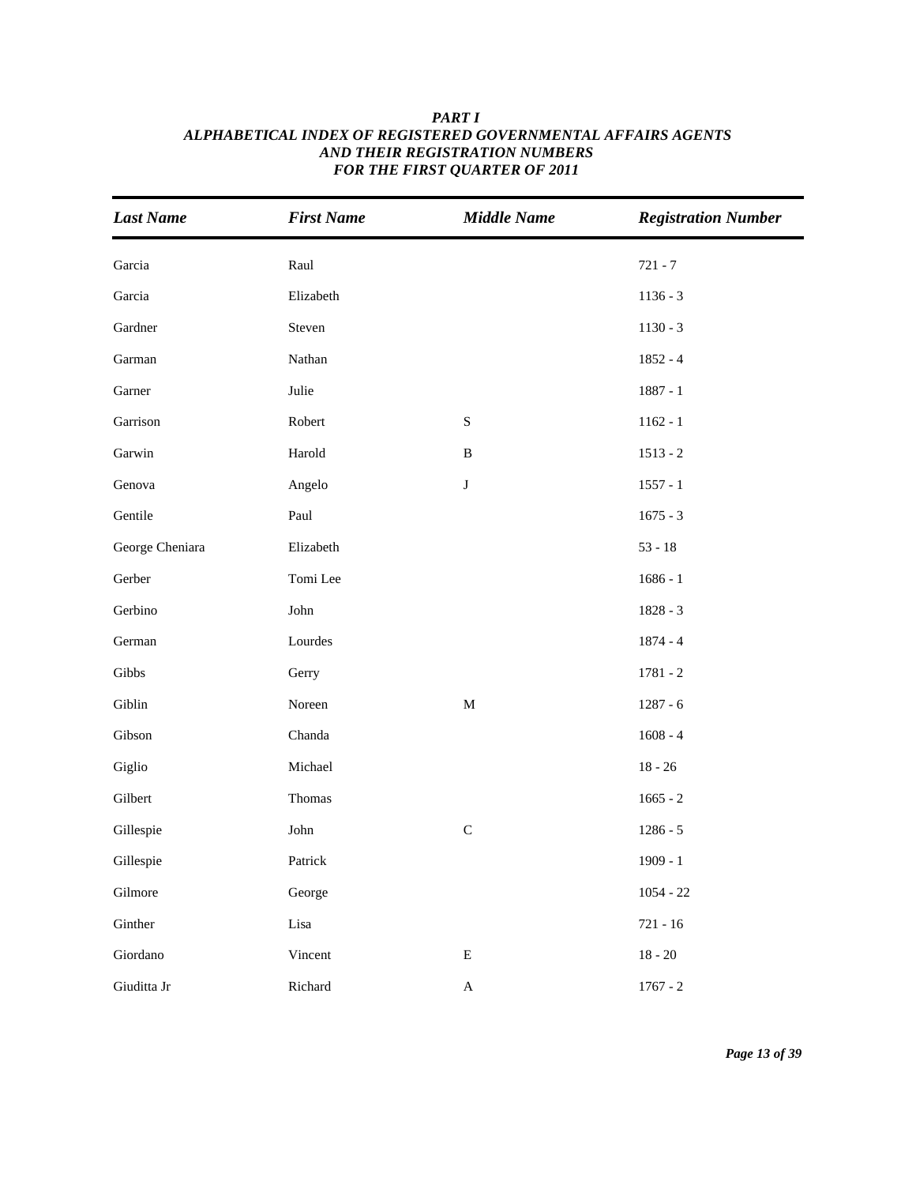# *PART I*
## *ALPHABETICAL INDEX OF REGISTERED GOVERNMENTAL AFFAIRS AGENTS AND THEIR REGISTRATION NUMBERS FOR THE FIRST QUARTER OF 2011*

| *Last Name* | *First Name* | *Middle Name* | *Registration Number* |
|---|---|---|---|
| Garcia | Raul | | 721 - 7 |
| Garcia | Elizabeth | | 1136 - 3 |
| Gardner | Steven | | 1130 - 3 |
| Garman | Nathan | | 1852 - 4 |
| Garner | Julie | | 1887 - 1 |
| Garrison | Robert | S | 1162 - 1 |
| Garwin | Harold | B | 1513 - 2 |
| Genova | Angelo | J | 1557 - 1 |
| Gentile | Paul | | 1675 - 3 |
| George Cheniara | Elizabeth | | 53 - 18 |
| Gerber | Tomi Lee | | 1686 - 1 |
| Gerbino | John | | 1828 - 3 |
| German | Lourdes | | 1874 - 4 |
| Gibbs | Gerry | | 1781 - 2 |
| Giblin | Noreen | M | 1287 - 6 |
| Gibson | Chanda | | 1608 - 4 |
| Giglio | Michael | | 18 - 26 |
| Gilbert | Thomas | | 1665 - 2 |
| Gillespie | John | C | 1286 - 5 |
| Gillespie | Patrick | | 1909 - 1 |
| Gilmore | George | | 1054 - 22 |
| Ginther | Lisa | | 721 - 16 |
| Giordano | Vincent | E | 18 - 20 |
| Giuditta Jr | Richard | A | 1767 - 2 |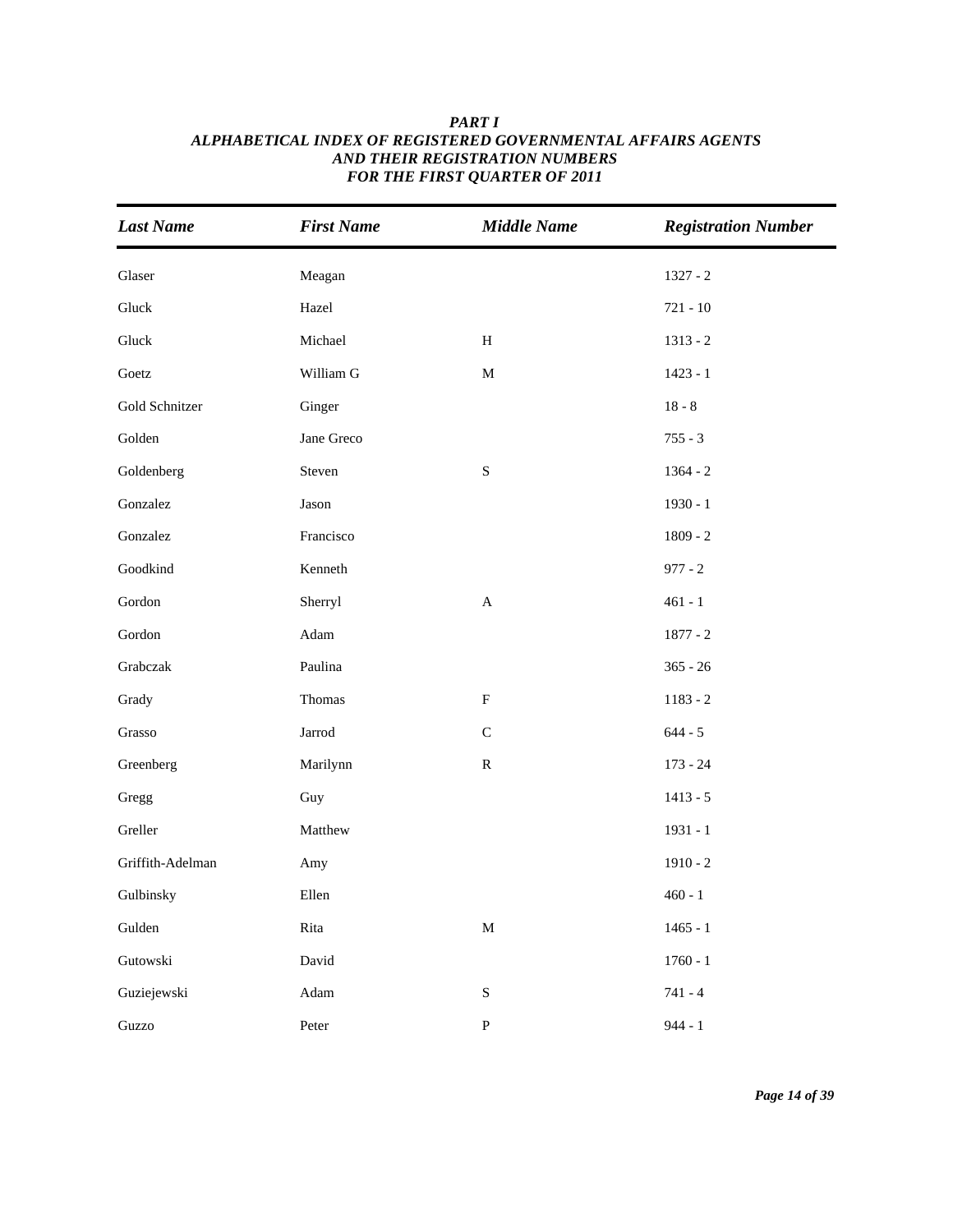***PART I***
***ALPHABETICAL INDEX OF REGISTERED GOVERNMENTAL AFFAIRS AGENTS***
***AND THEIR REGISTRATION NUMBERS***
***FOR THE FIRST QUARTER OF 2011***

| *Last Name* | *First Name* | *Middle Name* | *Registration Number* |
|---|---|---|---|
| Glaser | Meagan | | 1327 - 2 |
| Gluck | Hazel | | 721 - 10 |
| Gluck | Michael | H | 1313 - 2 |
| Goetz | William G | M | 1423 - 1 |
| Gold Schnitzer | Ginger | | 18 - 8 |
| Golden | Jane Greco | | 755 - 3 |
| Goldenberg | Steven | S | 1364 - 2 |
| Gonzalez | Jason | | 1930 - 1 |
| Gonzalez | Francisco | | 1809 - 2 |
| Goodkind | Kenneth | | 977 - 2 |
| Gordon | Sherryl | A | 461 - 1 |
| Gordon | Adam | | 1877 - 2 |
| Grabczak | Paulina | | 365 - 26 |
| Grady | Thomas | F | 1183 - 2 |
| Grasso | Jarrod | C | 644 - 5 |
| Greenberg | Marilynn | R | 173 - 24 |
| Gregg | Guy | | 1413 - 5 |
| Greller | Matthew | | 1931 - 1 |
| Griffith-Adelman | Amy | | 1910 - 2 |
| Gulbinsky | Ellen | | 460 - 1 |
| Gulden | Rita | M | 1465 - 1 |
| Gutowski | David | | 1760 - 1 |
| Guziejewski | Adam | S | 741 - 4 |
| Guzzo | Peter | P | 944 - 1 |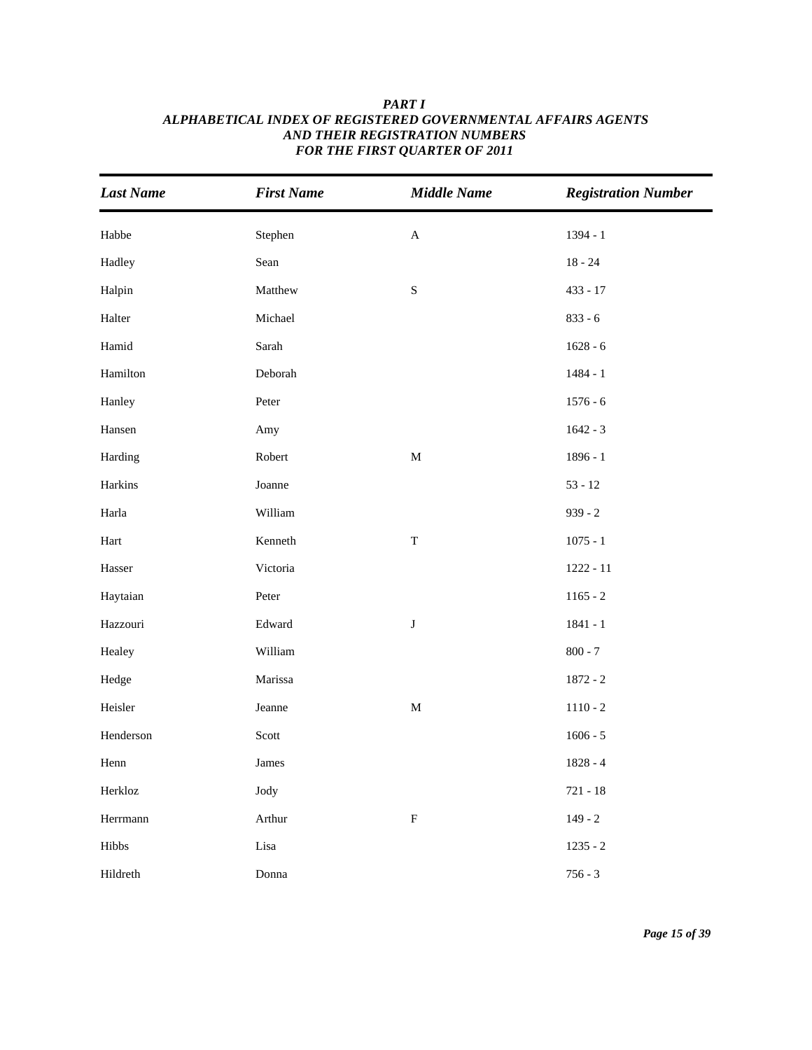# *PART I*
## *ALPHABETICAL INDEX OF REGISTERED GOVERNMENTAL AFFAIRS AGENTS AND THEIR REGISTRATION NUMBERS FOR THE FIRST QUARTER OF 2011*

| *Last Name* | *First Name* | *Middle Name* | *Registration Number* |
|---|---|---|---|
| Habbe | Stephen | A | 1394 - 1 |
| Hadley | Sean | | 18 - 24 |
| Halpin | Matthew | S | 433 - 17 |
| Halter | Michael | | 833 - 6 |
| Hamid | Sarah | | 1628 - 6 |
| Hamilton | Deborah | | 1484 - 1 |
| Hanley | Peter | | 1576 - 6 |
| Hansen | Amy | | 1642 - 3 |
| Harding | Robert | M | 1896 - 1 |
| Harkins | Joanne | | 53 - 12 |
| Harla | William | | 939 - 2 |
| Hart | Kenneth | T | 1075 - 1 |
| Hasser | Victoria | | 1222 - 11 |
| Haytaian | Peter | | 1165 - 2 |
| Hazzouri | Edward | J | 1841 - 1 |
| Healey | William | | 800 - 7 |
| Hedge | Marissa | | 1872 - 2 |
| Heisler | Jeanne | M | 1110 - 2 |
| Henderson | Scott | | 1606 - 5 |
| Henn | James | | 1828 - 4 |
| Herkloz | Jody | | 721 - 18 |
| Herrmann | Arthur | F | 149 - 2 |
| Hibbs | Lisa | | 1235 - 2 |
| Hildreth | Donna | | 756 - 3 |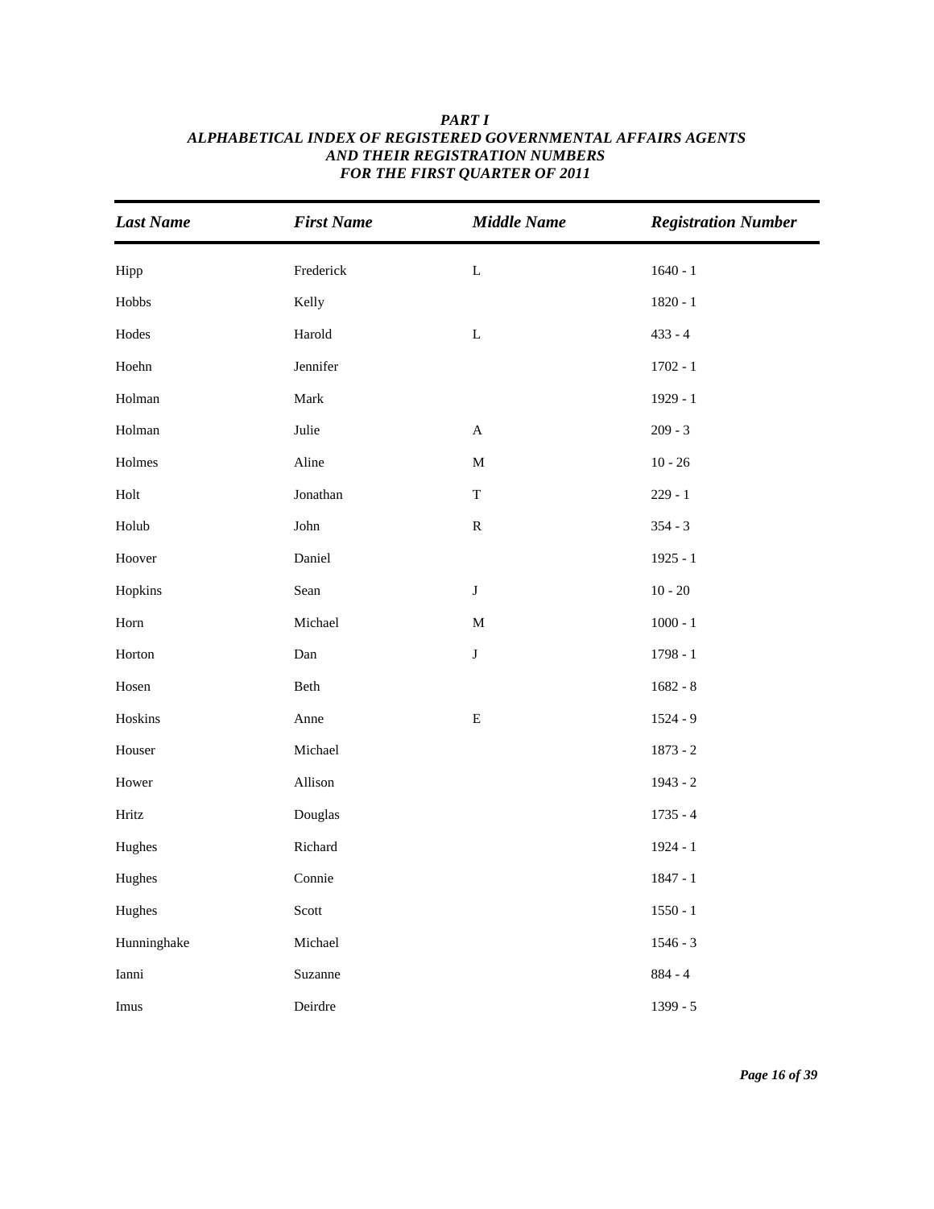***PART I***
***ALPHABETICAL INDEX OF REGISTERED GOVERNMENTAL AFFAIRS AGENTS AND THEIR REGISTRATION NUMBERS FOR THE FIRST QUARTER OF 2011***

| *Last Name* | *First Name* | *Middle Name* | *Registration Number* |
|---|---|---|---|
| Hipp | Frederick | L | 1640 - 1 |
| Hobbs | Kelly | | 1820 - 1 |
| Hodes | Harold | L | 433 - 4 |
| Hoehn | Jennifer | | 1702 - 1 |
| Holman | Mark | | 1929 - 1 |
| Holman | Julie | A | 209 - 3 |
| Holmes | Aline | M | 10 - 26 |
| Holt | Jonathan | T | 229 - 1 |
| Holub | John | R | 354 - 3 |
| Hoover | Daniel | | 1925 - 1 |
| Hopkins | Sean | J | 10 - 20 |
| Horn | Michael | M | 1000 - 1 |
| Horton | Dan | J | 1798 - 1 |
| Hosen | Beth | | 1682 - 8 |
| Hoskins | Anne | E | 1524 - 9 |
| Houser | Michael | | 1873 - 2 |
| Hower | Allison | | 1943 - 2 |
| Hritz | Douglas | | 1735 - 4 |
| Hughes | Richard | | 1924 - 1 |
| Hughes | Connie | | 1847 - 1 |
| Hughes | Scott | | 1550 - 1 |
| Hunninghake | Michael | | 1546 - 3 |
| Ianni | Suzanne | | 884 - 4 |
| Imus | Deirdre | | 1399 - 5 |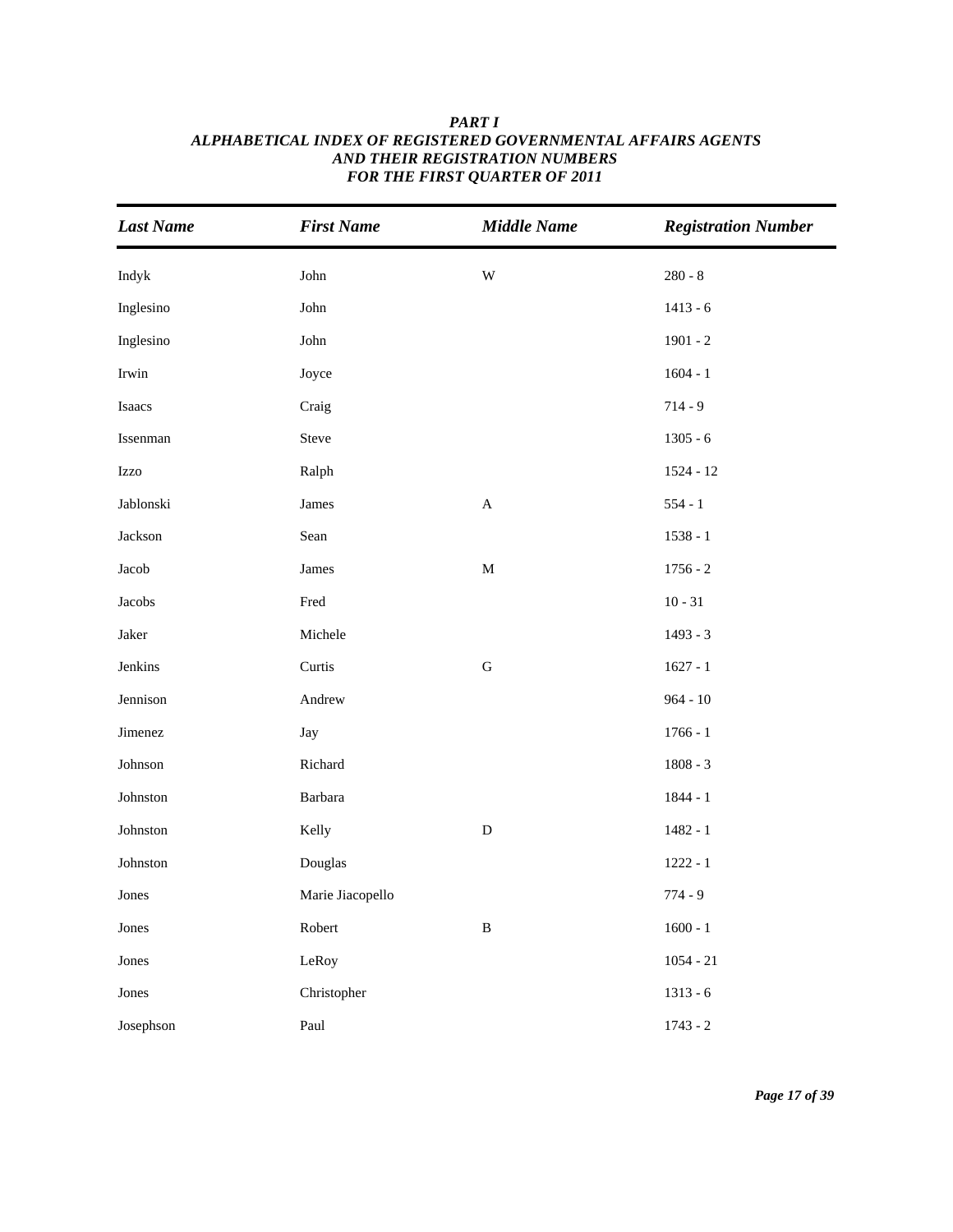# *PART I*
## *ALPHABETICAL INDEX OF REGISTERED GOVERNMENTAL AFFAIRS AGENTS AND THEIR REGISTRATION NUMBERS FOR THE FIRST QUARTER OF 2011*

| *Last Name* | *First Name* | *Middle Name* | *Registration Number* |
|---|---|---|---|
| Indyk | John | W | 280 - 8 |
| Inglesino | John | | 1413 - 6 |
| Inglesino | John | | 1901 - 2 |
| Irwin | Joyce | | 1604 - 1 |
| Isaacs | Craig | | 714 - 9 |
| Issenman | Steve | | 1305 - 6 |
| Izzo | Ralph | | 1524 - 12 |
| Jablonski | James | A | 554 - 1 |
| Jackson | Sean | | 1538 - 1 |
| Jacob | James | M | 1756 - 2 |
| Jacobs | Fred | | 10 - 31 |
| Jaker | Michele | | 1493 - 3 |
| Jenkins | Curtis | G | 1627 - 1 |
| Jennison | Andrew | | 964 - 10 |
| Jimenez | Jay | | 1766 - 1 |
| Johnson | Richard | | 1808 - 3 |
| Johnston | Barbara | | 1844 - 1 |
| Johnston | Kelly | D | 1482 - 1 |
| Johnston | Douglas | | 1222 - 1 |
| Jones | Marie Jiacopello | | 774 - 9 |
| Jones | Robert | B | 1600 - 1 |
| Jones | LeRoy | | 1054 - 21 |
| Jones | Christopher | | 1313 - 6 |
| Josephson | Paul | | 1743 - 2 |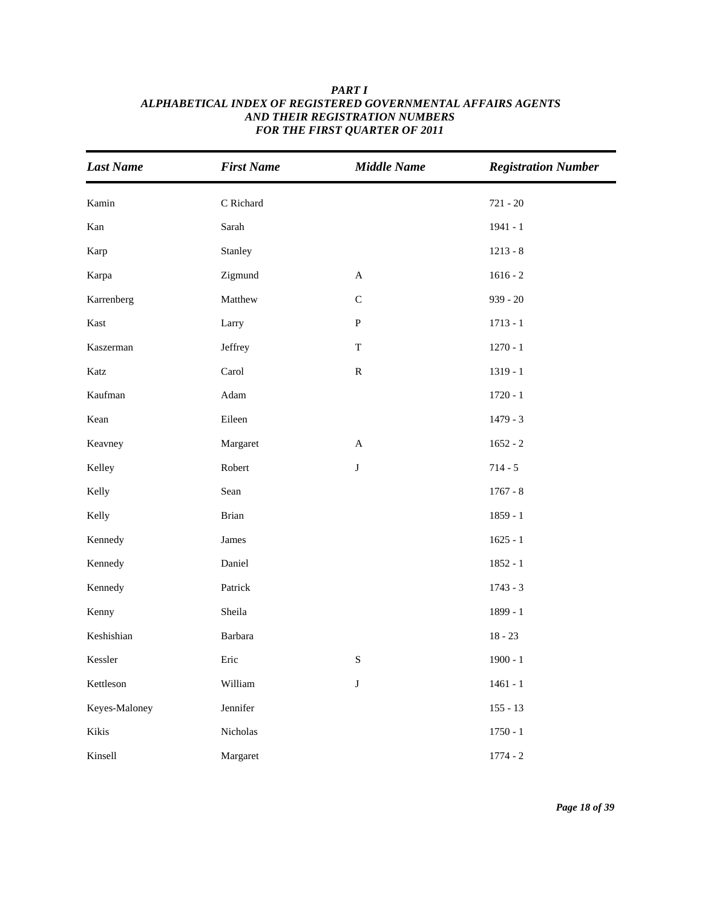***PART I***
***ALPHABETICAL INDEX OF REGISTERED GOVERNMENTAL AFFAIRS AGENTS***
***AND THEIR REGISTRATION NUMBERS***
***FOR THE FIRST QUARTER OF 2011***

| *Last Name* | *First Name* | *Middle Name* | *Registration Number* |
|---|---|---|---|
| Kamin | C Richard | | 721 - 20 |
| Kan | Sarah | | 1941 - 1 |
| Karp | Stanley | | 1213 - 8 |
| Karpa | Zigmund | A | 1616 - 2 |
| Karrenberg | Matthew | C | 939 - 20 |
| Kast | Larry | P | 1713 - 1 |
| Kaszerman | Jeffrey | T | 1270 - 1 |
| Katz | Carol | R | 1319 - 1 |
| Kaufman | Adam | | 1720 - 1 |
| Kean | Eileen | | 1479 - 3 |
| Keavney | Margaret | A | 1652 - 2 |
| Kelley | Robert | J | 714 - 5 |
| Kelly | Sean | | 1767 - 8 |
| Kelly | Brian | | 1859 - 1 |
| Kennedy | James | | 1625 - 1 |
| Kennedy | Daniel | | 1852 - 1 |
| Kennedy | Patrick | | 1743 - 3 |
| Kenny | Sheila | | 1899 - 1 |
| Keshishian | Barbara | | 18 - 23 |
| Kessler | Eric | S | 1900 - 1 |
| Kettleson | William | J | 1461 - 1 |
| Keyes-Maloney | Jennifer | | 155 - 13 |
| Kikis | Nicholas | | 1750 - 1 |
| Kinsell | Margaret | | 1774 - 2 |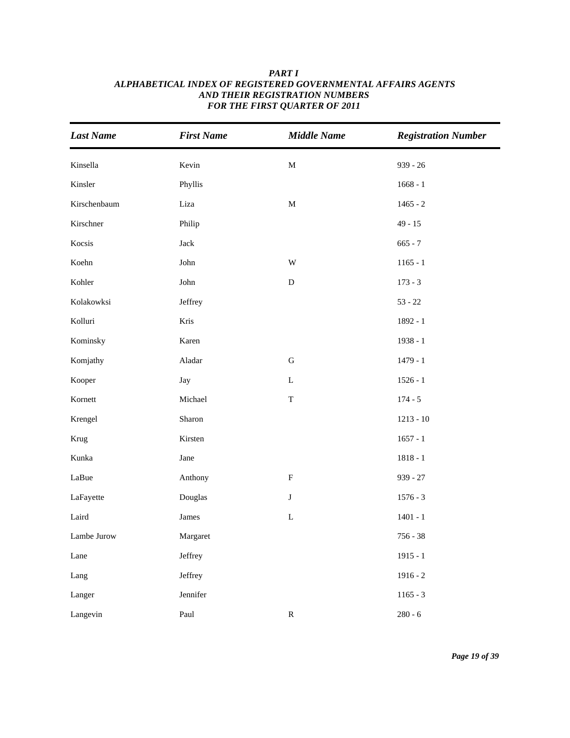***PART I***
***ALPHABETICAL INDEX OF REGISTERED GOVERNMENTAL AFFAIRS AGENTS***
***AND THEIR REGISTRATION NUMBERS***
***FOR THE FIRST QUARTER OF 2011***

| *Last Name* | *First Name* | *Middle Name* | *Registration Number* |
|---|---|---|---|
| Kinsella | Kevin | M | 939 - 26 |
| Kinsler | Phyllis | | 1668 - 1 |
| Kirschenbaum | Liza | M | 1465 - 2 |
| Kirschner | Philip | | 49 - 15 |
| Kocsis | Jack | | 665 - 7 |
| Koehn | John | W | 1165 - 1 |
| Kohler | John | D | 173 - 3 |
| Kolakowksi | Jeffrey | | 53 - 22 |
| Kolluri | Kris | | 1892 - 1 |
| Kominsky | Karen | | 1938 - 1 |
| Komjathy | Aladar | G | 1479 - 1 |
| Kooper | Jay | L | 1526 - 1 |
| Kornett | Michael | T | 174 - 5 |
| Krengel | Sharon | | 1213 - 10 |
| Krug | Kirsten | | 1657 - 1 |
| Kunka | Jane | | 1818 - 1 |
| LaBue | Anthony | F | 939 - 27 |
| LaFayette | Douglas | J | 1576 - 3 |
| Laird | James | L | 1401 - 1 |
| Lambe Jurow | Margaret | | 756 - 38 |
| Lane | Jeffrey | | 1915 - 1 |
| Lang | Jeffrey | | 1916 - 2 |
| Langer | Jennifer | | 1165 - 3 |
| Langevin | Paul | R | 280 - 6 |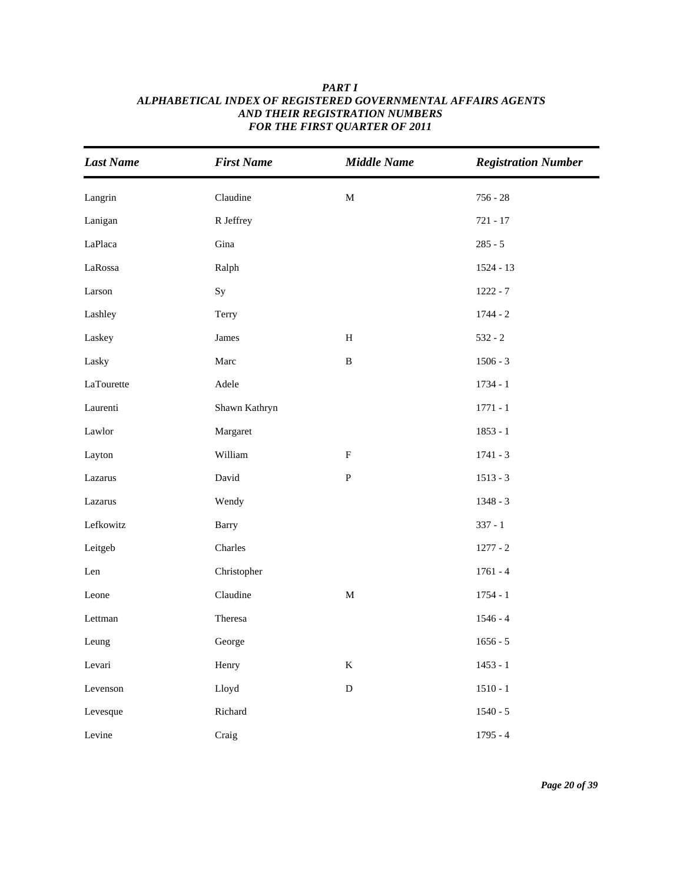# *PART I*
# *ALPHABETICAL INDEX OF REGISTERED GOVERNMENTAL AFFAIRS AGENTS AND THEIR REGISTRATION NUMBERS FOR THE FIRST QUARTER OF 2011*

| *Last Name* | *First Name* | *Middle Name* | *Registration Number* |
|---|---|---|---|
| Langrin | Claudine | M | 756 - 28 |
| Lanigan | R Jeffrey | | 721 - 17 |
| LaPlaca | Gina | | 285 - 5 |
| LaRossa | Ralph | | 1524 - 13 |
| Larson | Sy | | 1222 - 7 |
| Lashley | Terry | | 1744 - 2 |
| Laskey | James | H | 532 - 2 |
| Lasky | Marc | B | 1506 - 3 |
| LaTourette | Adele | | 1734 - 1 |
| Laurenti | Shawn Kathryn | | 1771 - 1 |
| Lawlor | Margaret | | 1853 - 1 |
| Layton | William | F | 1741 - 3 |
| Lazarus | David | P | 1513 - 3 |
| Lazarus | Wendy | | 1348 - 3 |
| Lefkowitz | Barry | | 337 - 1 |
| Leitgeb | Charles | | 1277 - 2 |
| Len | Christopher | | 1761 - 4 |
| Leone | Claudine | M | 1754 - 1 |
| Lettman | Theresa | | 1546 - 4 |
| Leung | George | | 1656 - 5 |
| Levari | Henry | K | 1453 - 1 |
| Levenson | Lloyd | D | 1510 - 1 |
| Levesque | Richard | | 1540 - 5 |
| Levine | Craig | | 1795 - 4 |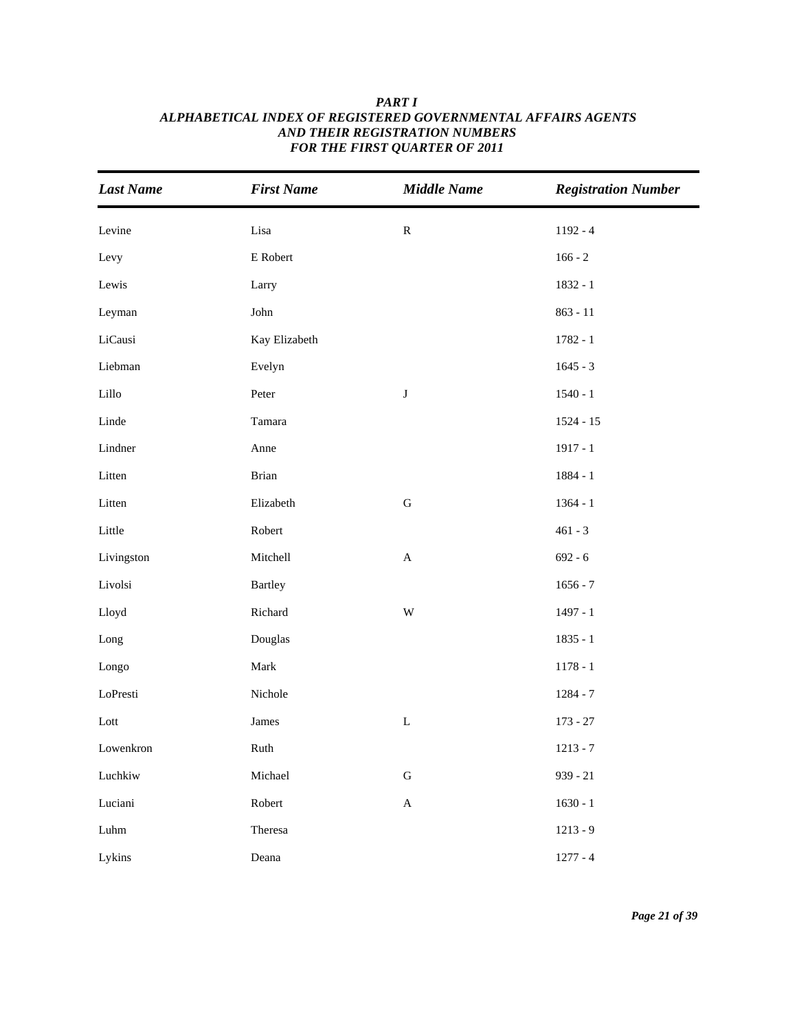***PART I***
***ALPHABETICAL INDEX OF REGISTERED GOVERNMENTAL AFFAIRS AGENTS AND THEIR REGISTRATION NUMBERS FOR THE FIRST QUARTER OF 2011***

| *Last Name* | *First Name* | *Middle Name* | *Registration Number* |
|---|---|---|---|
| Levine | Lisa | R | 1192 - 4 |
| Levy | E Robert | | 166 - 2 |
| Lewis | Larry | | 1832 - 1 |
| Leyman | John | | 863 - 11 |
| LiCausi | Kay Elizabeth | | 1782 - 1 |
| Liebman | Evelyn | | 1645 - 3 |
| Lillo | Peter | J | 1540 - 1 |
| Linde | Tamara | | 1524 - 15 |
| Lindner | Anne | | 1917 - 1 |
| Litten | Brian | | 1884 - 1 |
| Litten | Elizabeth | G | 1364 - 1 |
| Little | Robert | | 461 - 3 |
| Livingston | Mitchell | A | 692 - 6 |
| Livolsi | Bartley | | 1656 - 7 |
| Lloyd | Richard | W | 1497 - 1 |
| Long | Douglas | | 1835 - 1 |
| Longo | Mark | | 1178 - 1 |
| LoPresti | Nichole | | 1284 - 7 |
| Lott | James | L | 173 - 27 |
| Lowenkron | Ruth | | 1213 - 7 |
| Luchkiw | Michael | G | 939 - 21 |
| Luciani | Robert | A | 1630 - 1 |
| Luhm | Theresa | | 1213 - 9 |
| Lykins | Deana | | 1277 - 4 |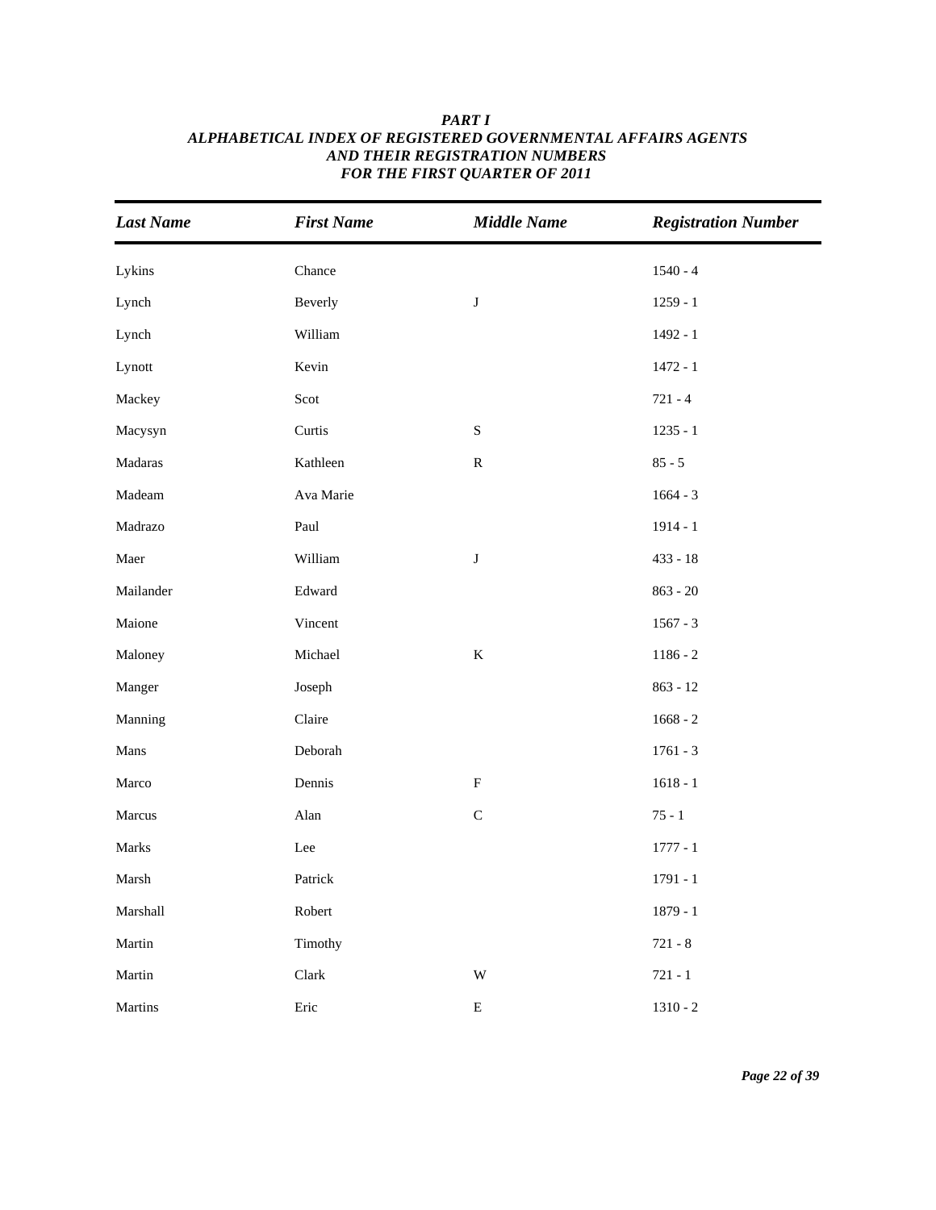***PART I***
***ALPHABETICAL INDEX OF REGISTERED GOVERNMENTAL AFFAIRS AGENTS***
***AND THEIR REGISTRATION NUMBERS***
***FOR THE FIRST QUARTER OF 2011***

| *Last Name* | *First Name* | *Middle Name* | *Registration Number* |
|---|---|---|---|
| Lykins | Chance | | 1540 - 4 |
| Lynch | Beverly | J | 1259 - 1 |
| Lynch | William | | 1492 - 1 |
| Lynott | Kevin | | 1472 - 1 |
| Mackey | Scot | | 721 - 4 |
| Macysyn | Curtis | S | 1235 - 1 |
| Madaras | Kathleen | R | 85 - 5 |
| Madeam | Ava Marie | | 1664 - 3 |
| Madrazo | Paul | | 1914 - 1 |
| Maer | William | J | 433 - 18 |
| Mailander | Edward | | 863 - 20 |
| Maione | Vincent | | 1567 - 3 |
| Maloney | Michael | K | 1186 - 2 |
| Manger | Joseph | | 863 - 12 |
| Manning | Claire | | 1668 - 2 |
| Mans | Deborah | | 1761 - 3 |
| Marco | Dennis | F | 1618 - 1 |
| Marcus | Alan | C | 75 - 1 |
| Marks | Lee | | 1777 - 1 |
| Marsh | Patrick | | 1791 - 1 |
| Marshall | Robert | | 1879 - 1 |
| Martin | Timothy | | 721 - 8 |
| Martin | Clark | W | 721 - 1 |
| Martins | Eric | E | 1310 - 2 |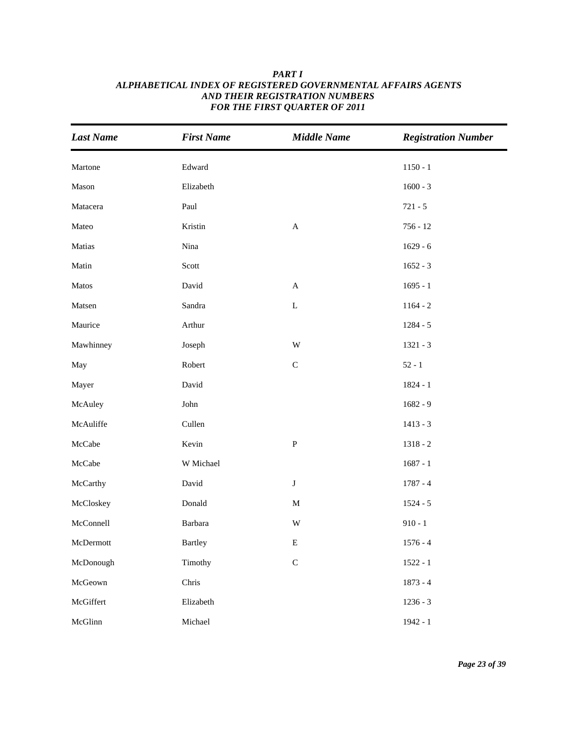# *PART I*
## *ALPHABETICAL INDEX OF REGISTERED GOVERNMENTAL AFFAIRS AGENTS AND THEIR REGISTRATION NUMBERS FOR THE FIRST QUARTER OF 2011*

| *Last Name* | *First Name* | *Middle Name* | *Registration Number* |
|---|---|---|---|
| Martone | Edward | | 1150 - 1 |
| Mason | Elizabeth | | 1600 - 3 |
| Matacera | Paul | | 721 - 5 |
| Mateo | Kristin | A | 756 - 12 |
| Matias | Nina | | 1629 - 6 |
| Matin | Scott | | 1652 - 3 |
| Matos | David | A | 1695 - 1 |
| Matsen | Sandra | L | 1164 - 2 |
| Maurice | Arthur | | 1284 - 5 |
| Mawhinney | Joseph | W | 1321 - 3 |
| May | Robert | C | 52 - 1 |
| Mayer | David | | 1824 - 1 |
| McAuley | John | | 1682 - 9 |
| McAuliffe | Cullen | | 1413 - 3 |
| McCabe | Kevin | P | 1318 - 2 |
| McCabe | W Michael | | 1687 - 1 |
| McCarthy | David | J | 1787 - 4 |
| McCloskey | Donald | M | 1524 - 5 |
| McConnell | Barbara | W | 910 - 1 |
| McDermott | Bartley | E | 1576 - 4 |
| McDonough | Timothy | C | 1522 - 1 |
| McGeown | Chris | | 1873 - 4 |
| McGiffert | Elizabeth | | 1236 - 3 |
| McGlinn | Michael | | 1942 - 1 |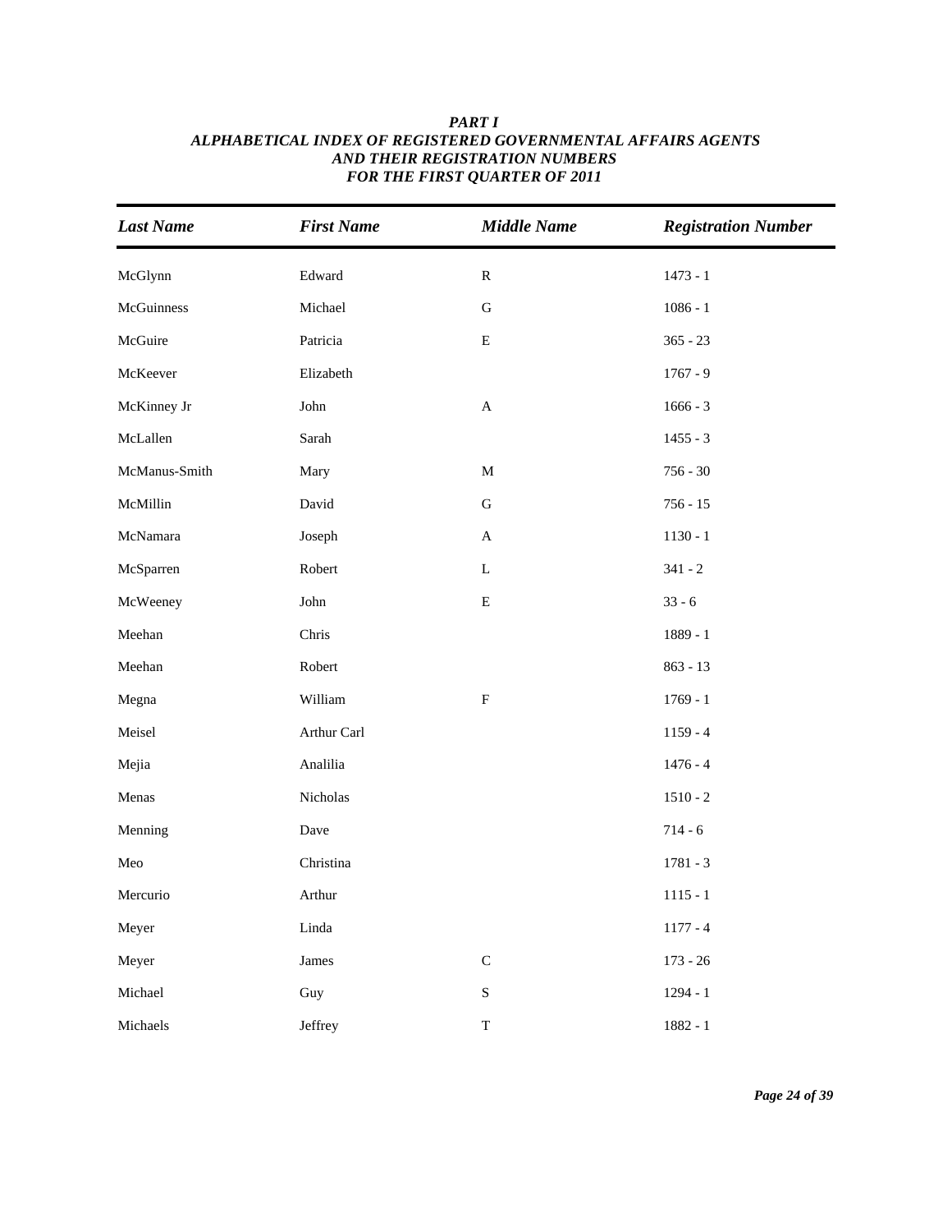***PART I***
***ALPHABETICAL INDEX OF REGISTERED GOVERNMENTAL AFFAIRS AGENTS***
***AND THEIR REGISTRATION NUMBERS***
***FOR THE FIRST QUARTER OF 2011***

| *Last Name* | *First Name* | *Middle Name* | *Registration Number* |
|---|---|---|---|
| McGlynn | Edward | R | 1473 - 1 |
| McGuinness | Michael | G | 1086 - 1 |
| McGuire | Patricia | E | 365 - 23 |
| McKeever | Elizabeth | | 1767 - 9 |
| McKinney Jr | John | A | 1666 - 3 |
| McLallen | Sarah | | 1455 - 3 |
| McManus-Smith | Mary | M | 756 - 30 |
| McMillin | David | G | 756 - 15 |
| McNamara | Joseph | A | 1130 - 1 |
| McSparren | Robert | L | 341 - 2 |
| McWeeney | John | E | 33 - 6 |
| Meehan | Chris | | 1889 - 1 |
| Meehan | Robert | | 863 - 13 |
| Megna | William | F | 1769 - 1 |
| Meisel | Arthur Carl | | 1159 - 4 |
| Mejia | Analilia | | 1476 - 4 |
| Menas | Nicholas | | 1510 - 2 |
| Menning | Dave | | 714 - 6 |
| Meo | Christina | | 1781 - 3 |
| Mercurio | Arthur | | 1115 - 1 |
| Meyer | Linda | | 1177 - 4 |
| Meyer | James | C | 173 - 26 |
| Michael | Guy | S | 1294 - 1 |
| Michaels | Jeffrey | T | 1882 - 1 |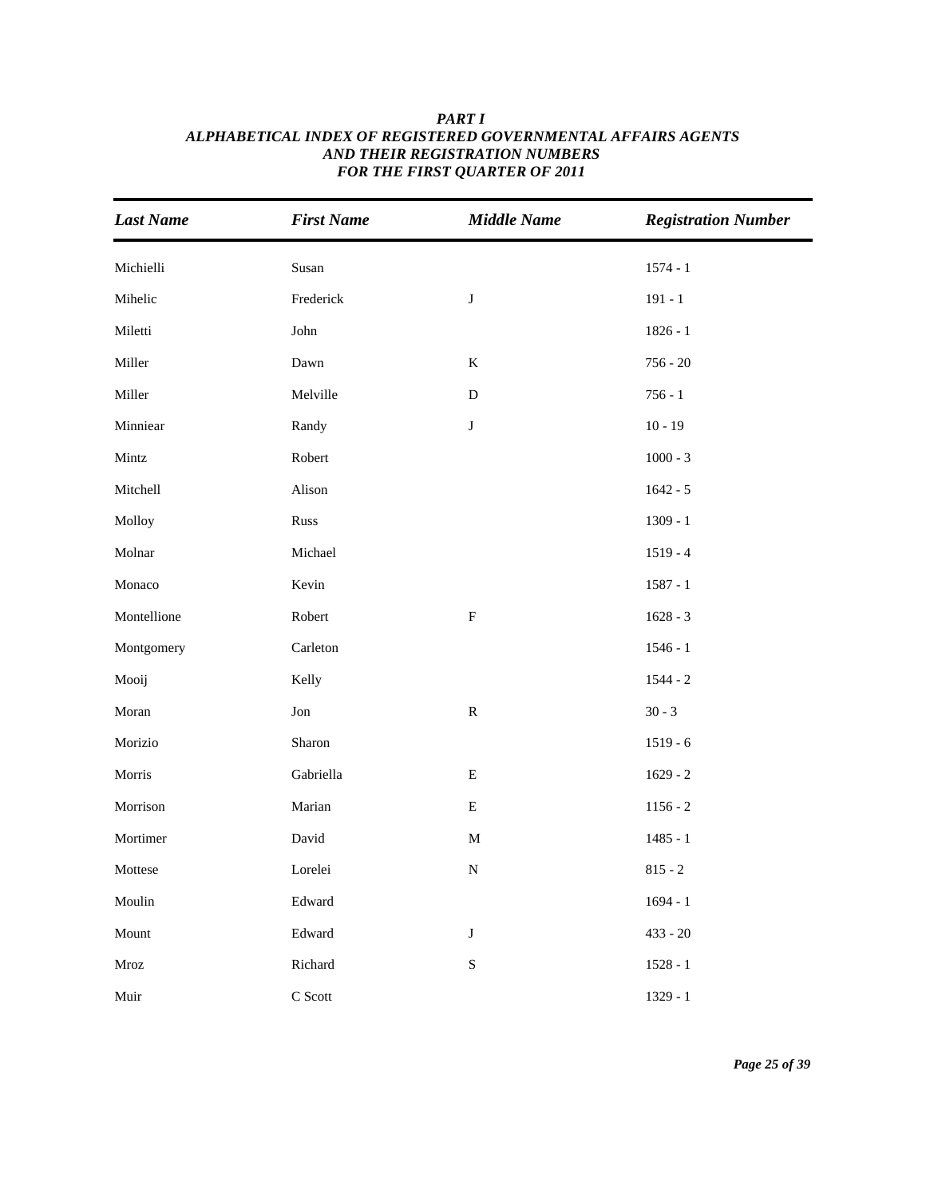***PART I***
***ALPHABETICAL INDEX OF REGISTERED GOVERNMENTAL AFFAIRS AGENTS***
***AND THEIR REGISTRATION NUMBERS***
***FOR THE FIRST QUARTER OF 2011***

| *Last Name* | *First Name* | *Middle Name* | *Registration Number* |
|---|---|---|---|
| Michielli | Susan | | 1574 - 1 |
| Mihelic | Frederick | J | 191 - 1 |
| Miletti | John | | 1826 - 1 |
| Miller | Dawn | K | 756 - 20 |
| Miller | Melville | D | 756 - 1 |
| Minniear | Randy | J | 10 - 19 |
| Mintz | Robert | | 1000 - 3 |
| Mitchell | Alison | | 1642 - 5 |
| Molloy | Russ | | 1309 - 1 |
| Molnar | Michael | | 1519 - 4 |
| Monaco | Kevin | | 1587 - 1 |
| Montellione | Robert | F | 1628 - 3 |
| Montgomery | Carleton | | 1546 - 1 |
| Mooij | Kelly | | 1544 - 2 |
| Moran | Jon | R | 30 - 3 |
| Morizio | Sharon | | 1519 - 6 |
| Morris | Gabriella | E | 1629 - 2 |
| Morrison | Marian | E | 1156 - 2 |
| Mortimer | David | M | 1485 - 1 |
| Mottese | Lorelei | N | 815 - 2 |
| Moulin | Edward | | 1694 - 1 |
| Mount | Edward | J | 433 - 20 |
| Mroz | Richard | S | 1528 - 1 |
| Muir | C Scott | | 1329 - 1 |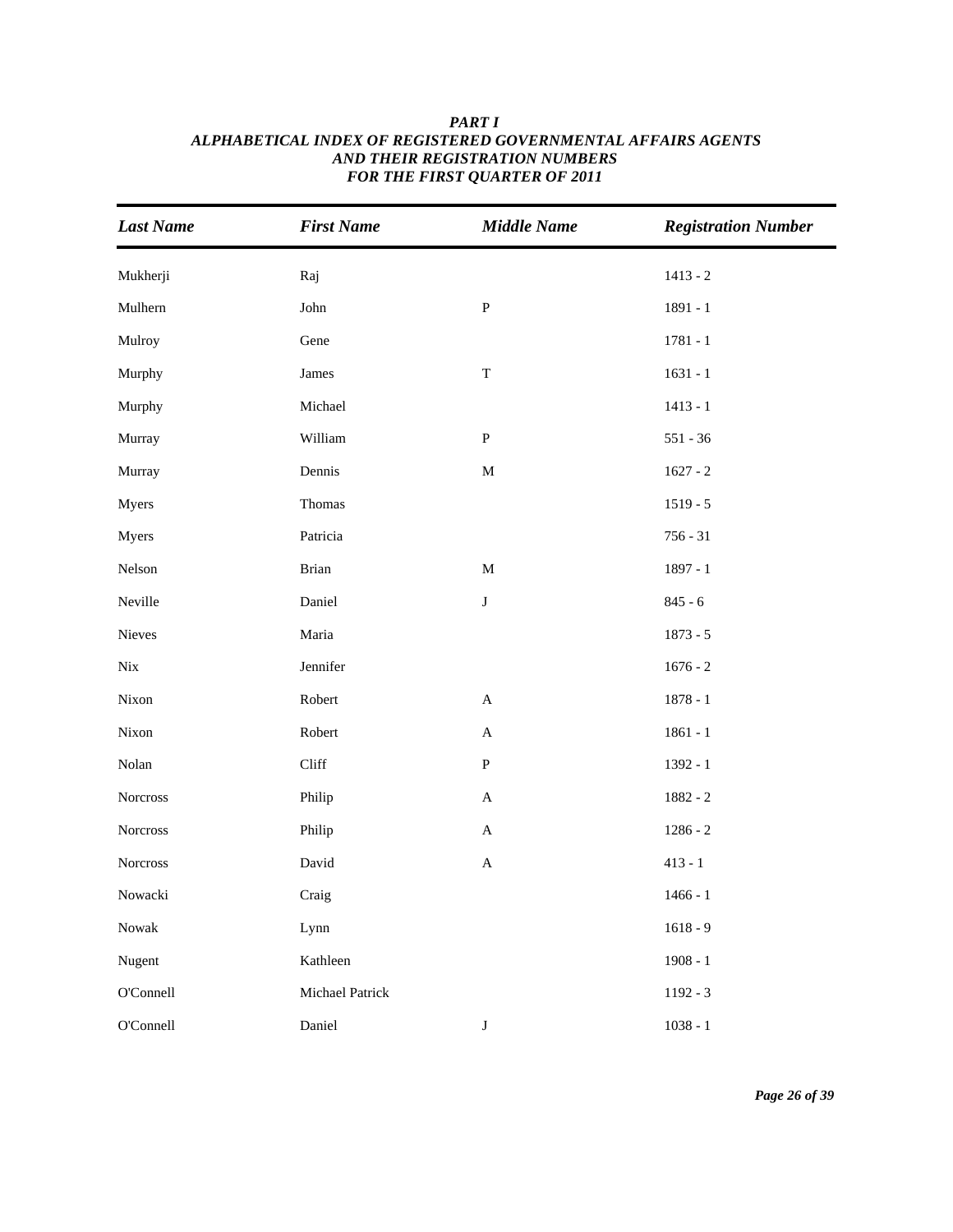***PART I***
***ALPHABETICAL INDEX OF REGISTERED GOVERNMENTAL AFFAIRS AGENTS***
***AND THEIR REGISTRATION NUMBERS***
***FOR THE FIRST QUARTER OF 2011***

| *Last Name* | *First Name* | *Middle Name* | *Registration Number* |
|---|---|---|---|
| Mukherji | Raj | | 1413 - 2 |
| Mulhern | John | P | 1891 - 1 |
| Mulroy | Gene | | 1781 - 1 |
| Murphy | James | T | 1631 - 1 |
| Murphy | Michael | | 1413 - 1 |
| Murray | William | P | 551 - 36 |
| Murray | Dennis | M | 1627 - 2 |
| Myers | Thomas | | 1519 - 5 |
| Myers | Patricia | | 756 - 31 |
| Nelson | Brian | M | 1897 - 1 |
| Neville | Daniel | J | 845 - 6 |
| Nieves | Maria | | 1873 - 5 |
| Nix | Jennifer | | 1676 - 2 |
| Nixon | Robert | A | 1878 - 1 |
| Nixon | Robert | A | 1861 - 1 |
| Nolan | Cliff | P | 1392 - 1 |
| Norcross | Philip | A | 1882 - 2 |
| Norcross | Philip | A | 1286 - 2 |
| Norcross | David | A | 413 - 1 |
| Nowacki | Craig | | 1466 - 1 |
| Nowak | Lynn | | 1618 - 9 |
| Nugent | Kathleen | | 1908 - 1 |
| O'Connell | Michael Patrick | | 1192 - 3 |
| O'Connell | Daniel | J | 1038 - 1 |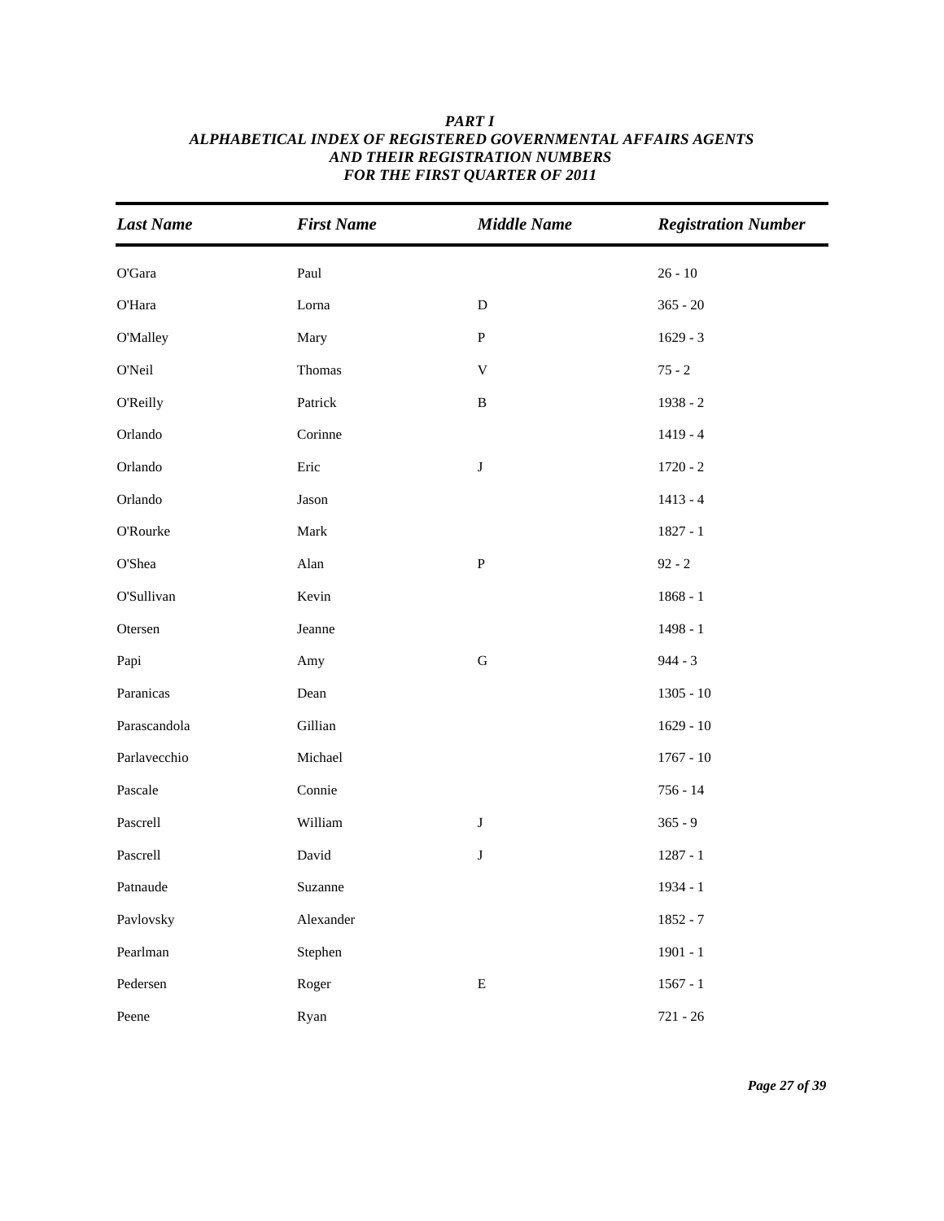***PART I***
***ALPHABETICAL INDEX OF REGISTERED GOVERNMENTAL AFFAIRS AGENTS***
***AND THEIR REGISTRATION NUMBERS***
***FOR THE FIRST QUARTER OF 2011***

| *Last Name* | *First Name* | *Middle Name* | *Registration Number* |
|---|---|---|---|
| O'Gara | Paul | | 26 - 10 |
| O'Hara | Lorna | D | 365 - 20 |
| O'Malley | Mary | P | 1629 - 3 |
| O'Neil | Thomas | V | 75 - 2 |
| O'Reilly | Patrick | B | 1938 - 2 |
| Orlando | Corinne | | 1419 - 4 |
| Orlando | Eric | J | 1720 - 2 |
| Orlando | Jason | | 1413 - 4 |
| O'Rourke | Mark | | 1827 - 1 |
| O'Shea | Alan | P | 92 - 2 |
| O'Sullivan | Kevin | | 1868 - 1 |
| Otersen | Jeanne | | 1498 - 1 |
| Papi | Amy | G | 944 - 3 |
| Paranicas | Dean | | 1305 - 10 |
| Parascandola | Gillian | | 1629 - 10 |
| Parlavecchio | Michael | | 1767 - 10 |
| Pascale | Connie | | 756 - 14 |
| Pascrell | William | J | 365 - 9 |
| Pascrell | David | J | 1287 - 1 |
| Patnaude | Suzanne | | 1934 - 1 |
| Pavlovsky | Alexander | | 1852 - 7 |
| Pearlman | Stephen | | 1901 - 1 |
| Pedersen | Roger | E | 1567 - 1 |
| Peene | Ryan | | 721 - 26 |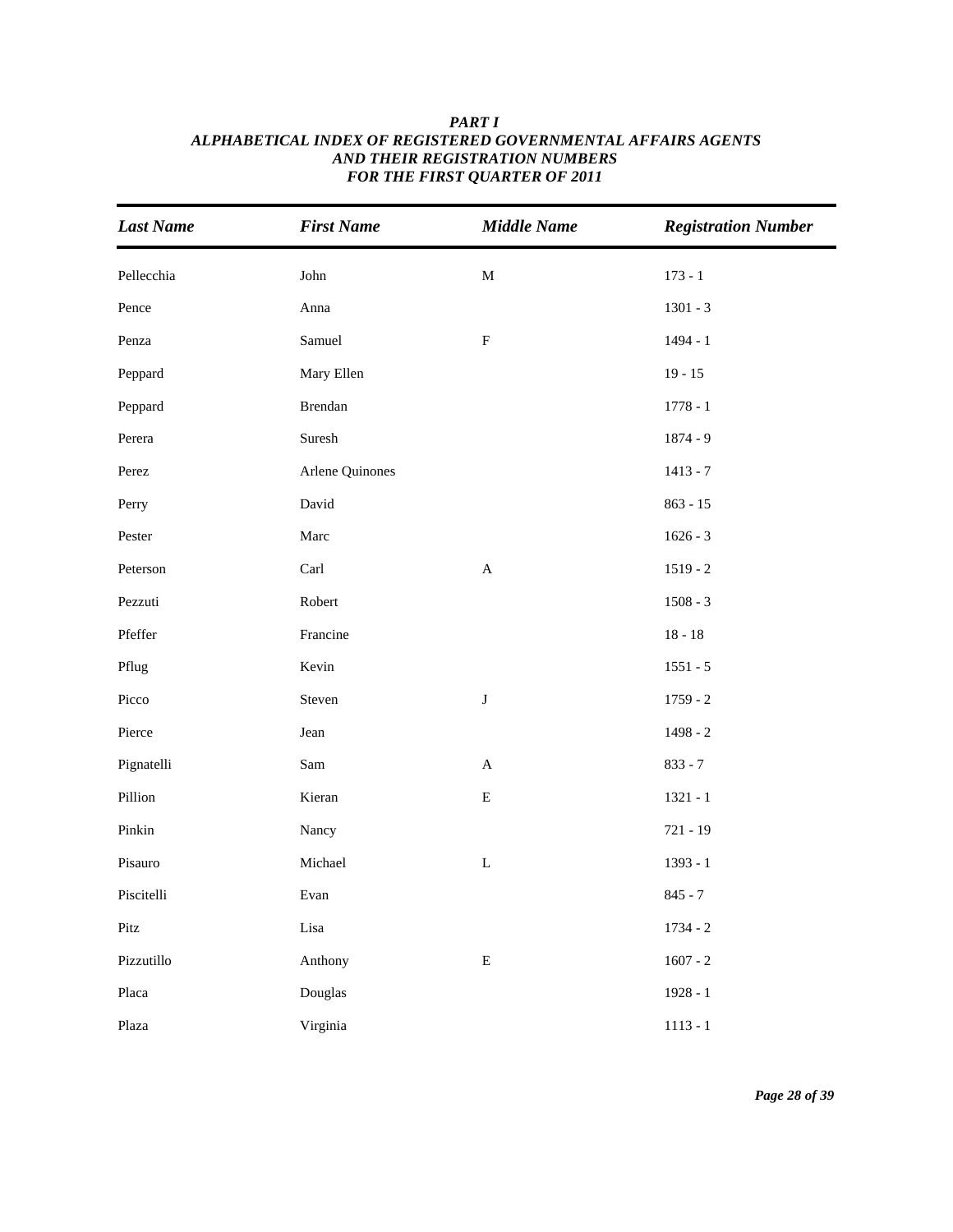***PART I***
***ALPHABETICAL INDEX OF REGISTERED GOVERNMENTAL AFFAIRS AGENTS***
***AND THEIR REGISTRATION NUMBERS***
***FOR THE FIRST QUARTER OF 2011***

| *Last Name* | *First Name* | *Middle Name* | *Registration Number* |
|---|---|---|---|
| Pellecchia | John | M | 173 - 1 |
| Pence | Anna | | 1301 - 3 |
| Penza | Samuel | F | 1494 - 1 |
| Peppard | Mary Ellen | | 19 - 15 |
| Peppard | Brendan | | 1778 - 1 |
| Perera | Suresh | | 1874 - 9 |
| Perez | Arlene Quinones | | 1413 - 7 |
| Perry | David | | 863 - 15 |
| Pester | Marc | | 1626 - 3 |
| Peterson | Carl | A | 1519 - 2 |
| Pezzuti | Robert | | 1508 - 3 |
| Pfeffer | Francine | | 18 - 18 |
| Pflug | Kevin | | 1551 - 5 |
| Picco | Steven | J | 1759 - 2 |
| Pierce | Jean | | 1498 - 2 |
| Pignatelli | Sam | A | 833 - 7 |
| Pillion | Kieran | E | 1321 - 1 |
| Pinkin | Nancy | | 721 - 19 |
| Pisauro | Michael | L | 1393 - 1 |
| Piscitelli | Evan | | 845 - 7 |
| Pitz | Lisa | | 1734 - 2 |
| Pizzutillo | Anthony | E | 1607 - 2 |
| Placa | Douglas | | 1928 - 1 |
| Plaza | Virginia | | 1113 - 1 |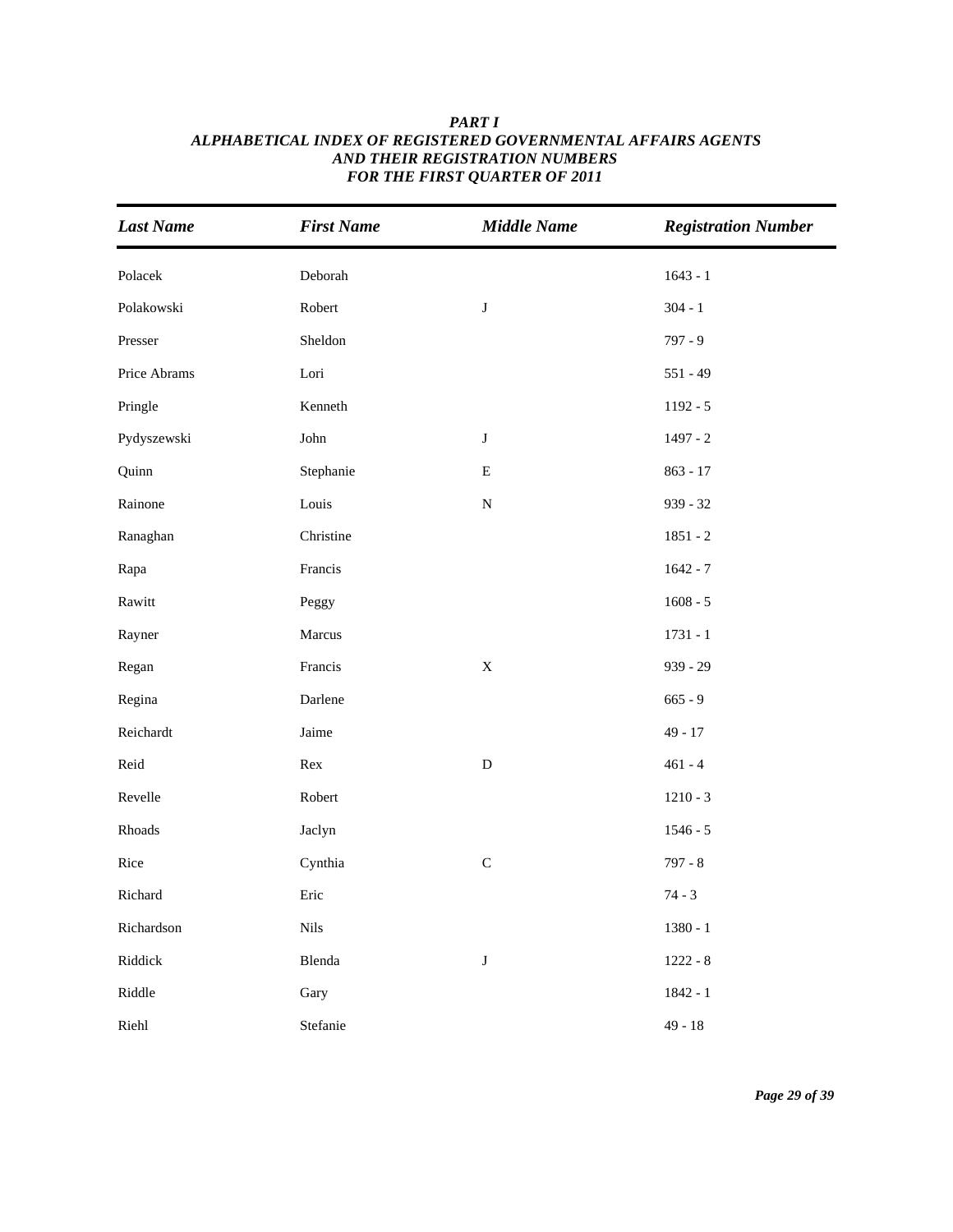***PART I***
***ALPHABETICAL INDEX OF REGISTERED GOVERNMENTAL AFFAIRS AGENTS AND THEIR REGISTRATION NUMBERS FOR THE FIRST QUARTER OF 2011***

| *Last Name* | *First Name* | *Middle Name* | *Registration Number* |
|---|---|---|---|
| Polacek | Deborah | | 1643 - 1 |
| Polakowski | Robert | J | 304 - 1 |
| Presser | Sheldon | | 797 - 9 |
| Price Abrams | Lori | | 551 - 49 |
| Pringle | Kenneth | | 1192 - 5 |
| Pydyszewski | John | J | 1497 - 2 |
| Quinn | Stephanie | E | 863 - 17 |
| Rainone | Louis | N | 939 - 32 |
| Ranaghan | Christine | | 1851 - 2 |
| Rapa | Francis | | 1642 - 7 |
| Rawitt | Peggy | | 1608 - 5 |
| Rayner | Marcus | | 1731 - 1 |
| Regan | Francis | X | 939 - 29 |
| Regina | Darlene | | 665 - 9 |
| Reichardt | Jaime | | 49 - 17 |
| Reid | Rex | D | 461 - 4 |
| Revelle | Robert | | 1210 - 3 |
| Rhoads | Jaclyn | | 1546 - 5 |
| Rice | Cynthia | C | 797 - 8 |
| Richard | Eric | | 74 - 3 |
| Richardson | Nils | | 1380 - 1 |
| Riddick | Blenda | J | 1222 - 8 |
| Riddle | Gary | | 1842 - 1 |
| Riehl | Stefanie | | 49 - 18 |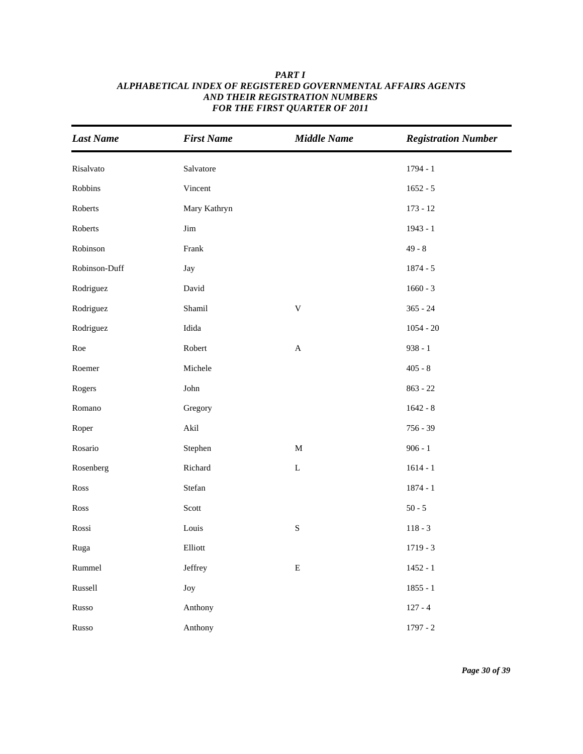***PART I***
***ALPHABETICAL INDEX OF REGISTERED GOVERNMENTAL AFFAIRS AGENTS***
***AND THEIR REGISTRATION NUMBERS***
***FOR THE FIRST QUARTER OF 2011***

| *Last Name* | *First Name* | *Middle Name* | *Registration Number* |
|---|---|---|---|
| Risalvato | Salvatore | | 1794 - 1 |
| Robbins | Vincent | | 1652 - 5 |
| Roberts | Mary Kathryn | | 173 - 12 |
| Roberts | Jim | | 1943 - 1 |
| Robinson | Frank | | 49 - 8 |
| Robinson-Duff | Jay | | 1874 - 5 |
| Rodriguez | David | | 1660 - 3 |
| Rodriguez | Shamil | V | 365 - 24 |
| Rodriguez | Idida | | 1054 - 20 |
| Roe | Robert | A | 938 - 1 |
| Roemer | Michele | | 405 - 8 |
| Rogers | John | | 863 - 22 |
| Romano | Gregory | | 1642 - 8 |
| Roper | Akil | | 756 - 39 |
| Rosario | Stephen | M | 906 - 1 |
| Rosenberg | Richard | L | 1614 - 1 |
| Ross | Stefan | | 1874 - 1 |
| Ross | Scott | | 50 - 5 |
| Rossi | Louis | S | 118 - 3 |
| Ruga | Elliott | | 1719 - 3 |
| Rummel | Jeffrey | E | 1452 - 1 |
| Russell | Joy | | 1855 - 1 |
| Russo | Anthony | | 127 - 4 |
| Russo | Anthony | | 1797 - 2 |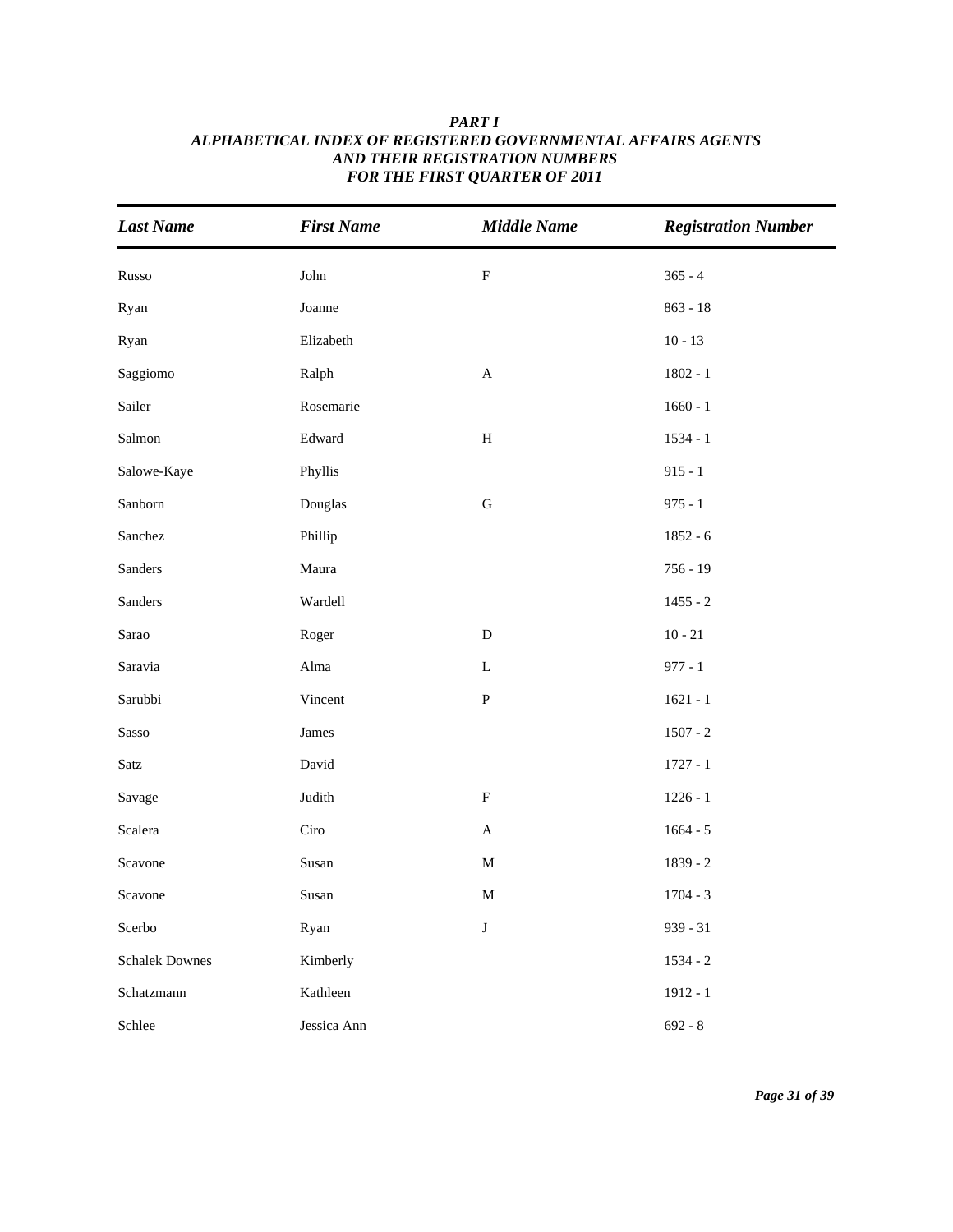***PART I***
***ALPHABETICAL INDEX OF REGISTERED GOVERNMENTAL AFFAIRS AGENTS***
***AND THEIR REGISTRATION NUMBERS***
***FOR THE FIRST QUARTER OF 2011***

| *Last Name* | *First Name* | *Middle Name* | *Registration Number* |
|---|---|---|---|
| Russo | John | F | 365 - 4 |
| Ryan | Joanne | | 863 - 18 |
| Ryan | Elizabeth | | 10 - 13 |
| Saggiomo | Ralph | A | 1802 - 1 |
| Sailer | Rosemarie | | 1660 - 1 |
| Salmon | Edward | H | 1534 - 1 |
| Salowe-Kaye | Phyllis | | 915 - 1 |
| Sanborn | Douglas | G | 975 - 1 |
| Sanchez | Phillip | | 1852 - 6 |
| Sanders | Maura | | 756 - 19 |
| Sanders | Wardell | | 1455 - 2 |
| Sarao | Roger | D | 10 - 21 |
| Saravia | Alma | L | 977 - 1 |
| Sarubbi | Vincent | P | 1621 - 1 |
| Sasso | James | | 1507 - 2 |
| Satz | David | | 1727 - 1 |
| Savage | Judith | F | 1226 - 1 |
| Scalera | Ciro | A | 1664 - 5 |
| Scavone | Susan | M | 1839 - 2 |
| Scavone | Susan | M | 1704 - 3 |
| Scerbo | Ryan | J | 939 - 31 |
| Schalek Downes | Kimberly | | 1534 - 2 |
| Schatzmann | Kathleen | | 1912 - 1 |
| Schlee | Jessica Ann | | 692 - 8 |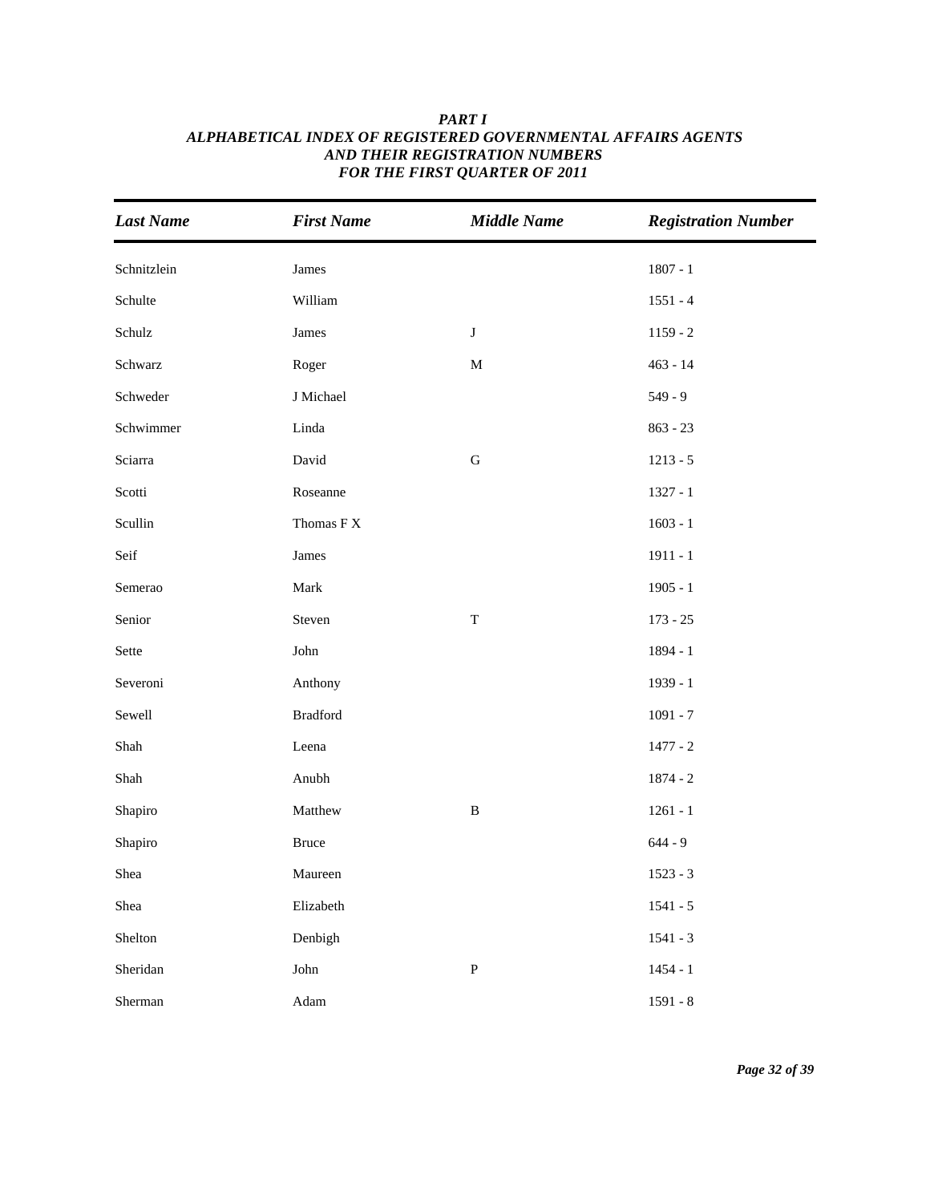***PART I***
***ALPHABETICAL INDEX OF REGISTERED GOVERNMENTAL AFFAIRS AGENTS AND THEIR REGISTRATION NUMBERS FOR THE FIRST QUARTER OF 2011***

| *Last Name* | *First Name* | *Middle Name* | *Registration Number* |
|---|---|---|---|
| Schnitzlein | James | | 1807 - 1 |
| Schulte | William | | 1551 - 4 |
| Schulz | James | J | 1159 - 2 |
| Schwarz | Roger | M | 463 - 14 |
| Schweder | J Michael | | 549 - 9 |
| Schwimmer | Linda | | 863 - 23 |
| Sciarra | David | G | 1213 - 5 |
| Scotti | Roseanne | | 1327 - 1 |
| Scullin | Thomas F X | | 1603 - 1 |
| Seif | James | | 1911 - 1 |
| Semerao | Mark | | 1905 - 1 |
| Senior | Steven | T | 173 - 25 |
| Sette | John | | 1894 - 1 |
| Severoni | Anthony | | 1939 - 1 |
| Sewell | Bradford | | 1091 - 7 |
| Shah | Leena | | 1477 - 2 |
| Shah | Anubh | | 1874 - 2 |
| Shapiro | Matthew | B | 1261 - 1 |
| Shapiro | Bruce | | 644 - 9 |
| Shea | Maureen | | 1523 - 3 |
| Shea | Elizabeth | | 1541 - 5 |
| Shelton | Denbigh | | 1541 - 3 |
| Sheridan | John | P | 1454 - 1 |
| Sherman | Adam | | 1591 - 8 |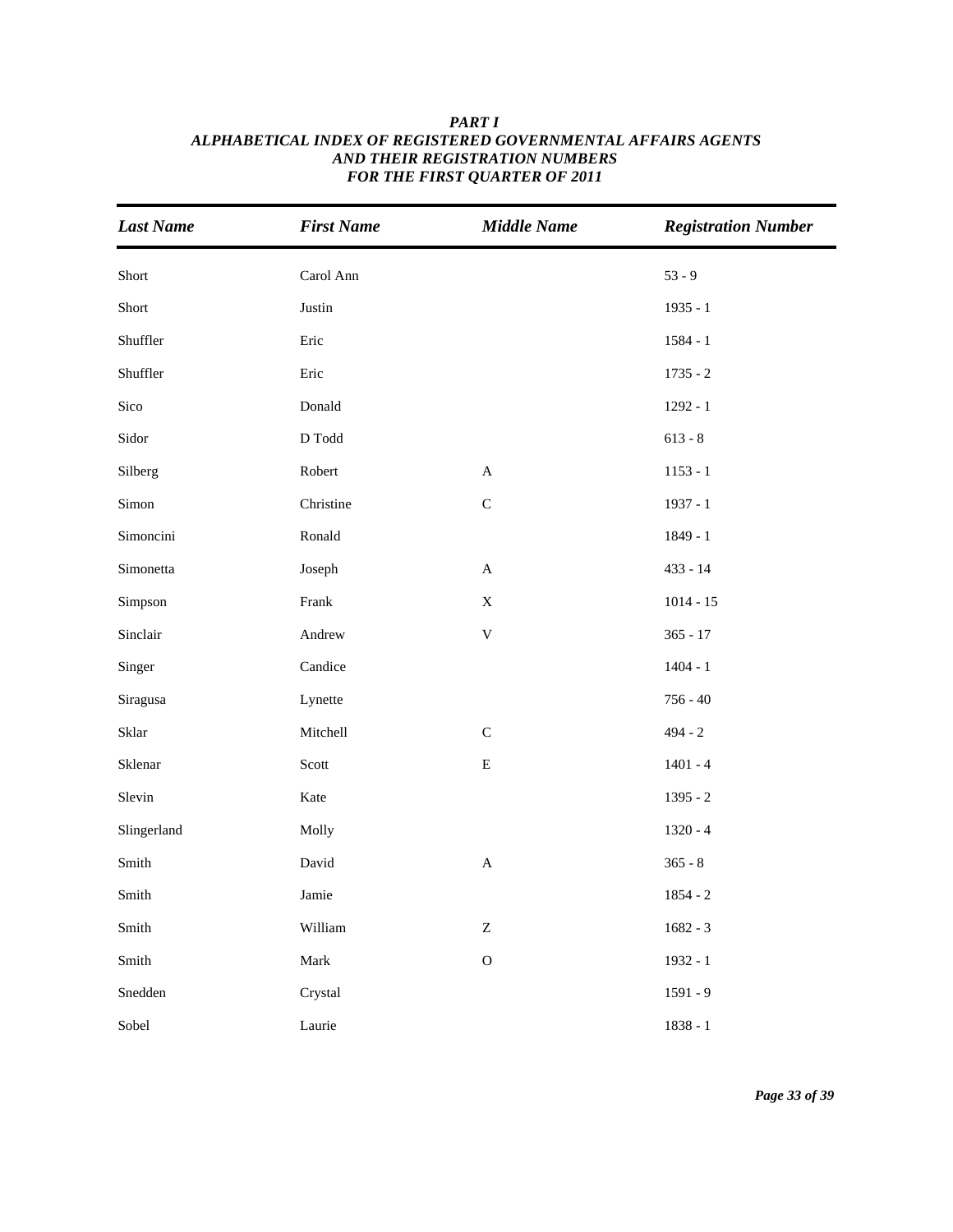***PART I***
***ALPHABETICAL INDEX OF REGISTERED GOVERNMENTAL AFFAIRS AGENTS***
***AND THEIR REGISTRATION NUMBERS***
***FOR THE FIRST QUARTER OF 2011***

| *Last Name* | *First Name* | *Middle Name* | *Registration Number* |
|---|---|---|---|
| Short | Carol Ann | | 53 - 9 |
| Short | Justin | | 1935 - 1 |
| Shuffler | Eric | | 1584 - 1 |
| Shuffler | Eric | | 1735 - 2 |
| Sico | Donald | | 1292 - 1 |
| Sidor | D Todd | | 613 - 8 |
| Silberg | Robert | A | 1153 - 1 |
| Simon | Christine | C | 1937 - 1 |
| Simoncini | Ronald | | 1849 - 1 |
| Simonetta | Joseph | A | 433 - 14 |
| Simpson | Frank | X | 1014 - 15 |
| Sinclair | Andrew | V | 365 - 17 |
| Singer | Candice | | 1404 - 1 |
| Siragusa | Lynette | | 756 - 40 |
| Sklar | Mitchell | C | 494 - 2 |
| Sklenar | Scott | E | 1401 - 4 |
| Slevin | Kate | | 1395 - 2 |
| Slingerland | Molly | | 1320 - 4 |
| Smith | David | A | 365 - 8 |
| Smith | Jamie | | 1854 - 2 |
| Smith | William | Z | 1682 - 3 |
| Smith | Mark | O | 1932 - 1 |
| Snedden | Crystal | | 1591 - 9 |
| Sobel | Laurie | | 1838 - 1 |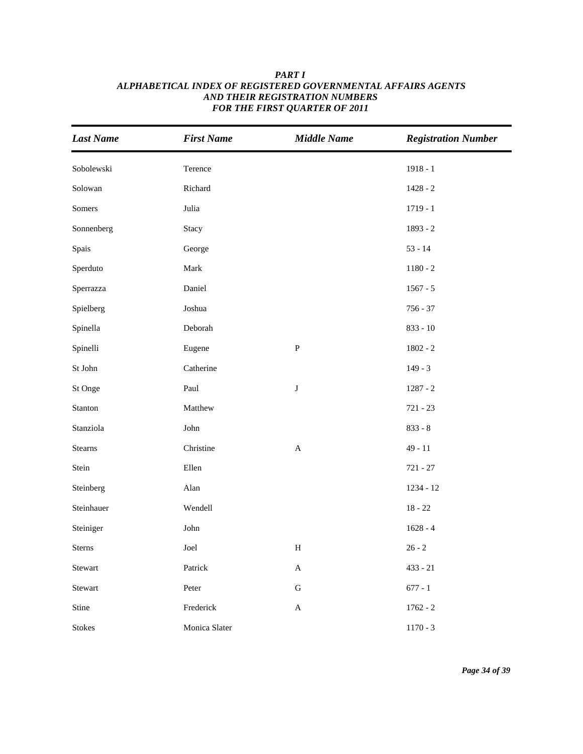***PART I***
***ALPHABETICAL INDEX OF REGISTERED GOVERNMENTAL AFFAIRS AGENTS***
***AND THEIR REGISTRATION NUMBERS***
***FOR THE FIRST QUARTER OF 2011***

| *Last Name* | *First Name* | *Middle Name* | *Registration Number* |
|---|---|---|---|
| Sobolewski | Terence | | 1918 - 1 |
| Solowan | Richard | | 1428 - 2 |
| Somers | Julia | | 1719 - 1 |
| Sonnenberg | Stacy | | 1893 - 2 |
| Spais | George | | 53 - 14 |
| Sperduto | Mark | | 1180 - 2 |
| Sperrazza | Daniel | | 1567 - 5 |
| Spielberg | Joshua | | 756 - 37 |
| Spinella | Deborah | | 833 - 10 |
| Spinelli | Eugene | P | 1802 - 2 |
| St John | Catherine | | 149 - 3 |
| St Onge | Paul | J | 1287 - 2 |
| Stanton | Matthew | | 721 - 23 |
| Stanziola | John | | 833 - 8 |
| Stearns | Christine | A | 49 - 11 |
| Stein | Ellen | | 721 - 27 |
| Steinberg | Alan | | 1234 - 12 |
| Steinhauer | Wendell | | 18 - 22 |
| Steiniger | John | | 1628 - 4 |
| Sterns | Joel | H | 26 - 2 |
| Stewart | Patrick | A | 433 - 21 |
| Stewart | Peter | G | 677 - 1 |
| Stine | Frederick | A | 1762 - 2 |
| Stokes | Monica Slater | | 1170 - 3 |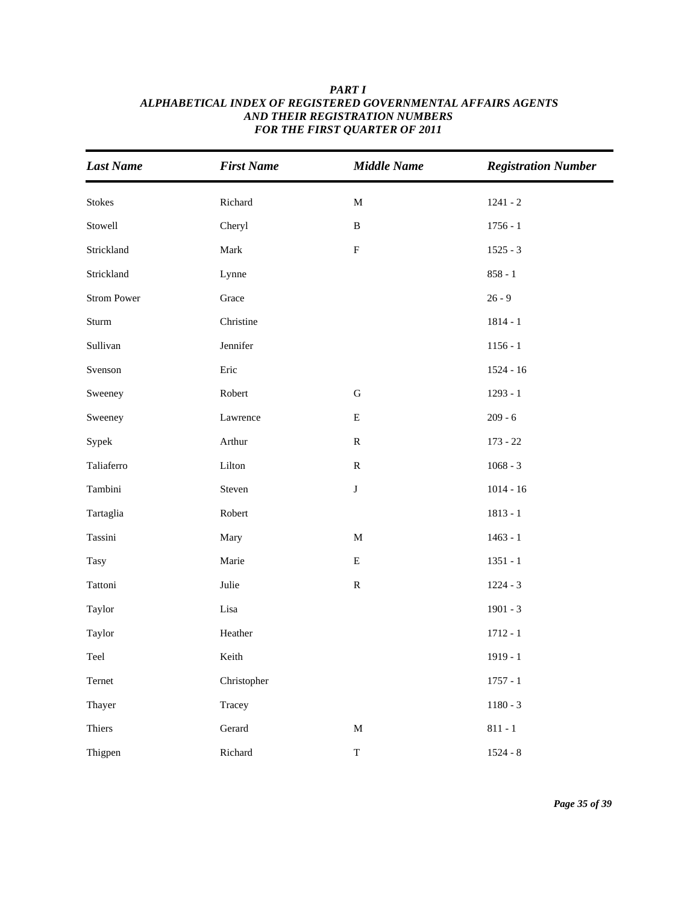# *PART I*
## *ALPHABETICAL INDEX OF REGISTERED GOVERNMENTAL AFFAIRS AGENTS AND THEIR REGISTRATION NUMBERS FOR THE FIRST QUARTER OF 2011*

| *Last Name* | *First Name* | *Middle Name* | *Registration Number* |
|---|---|---|---|
| Stokes | Richard | M | 1241 - 2 |
| Stowell | Cheryl | B | 1756 - 1 |
| Strickland | Mark | F | 1525 - 3 |
| Strickland | Lynne | | 858 - 1 |
| Strom Power | Grace | | 26 - 9 |
| Sturm | Christine | | 1814 - 1 |
| Sullivan | Jennifer | | 1156 - 1 |
| Svenson | Eric | | 1524 - 16 |
| Sweeney | Robert | G | 1293 - 1 |
| Sweeney | Lawrence | E | 209 - 6 |
| Sypek | Arthur | R | 173 - 22 |
| Taliaferro | Lilton | R | 1068 - 3 |
| Tambini | Steven | J | 1014 - 16 |
| Tartaglia | Robert | | 1813 - 1 |
| Tassini | Mary | M | 1463 - 1 |
| Tasy | Marie | E | 1351 - 1 |
| Tattoni | Julie | R | 1224 - 3 |
| Taylor | Lisa | | 1901 - 3 |
| Taylor | Heather | | 1712 - 1 |
| Teel | Keith | | 1919 - 1 |
| Ternet | Christopher | | 1757 - 1 |
| Thayer | Tracey | | 1180 - 3 |
| Thiers | Gerard | M | 811 - 1 |
| Thigpen | Richard | T | 1524 - 8 |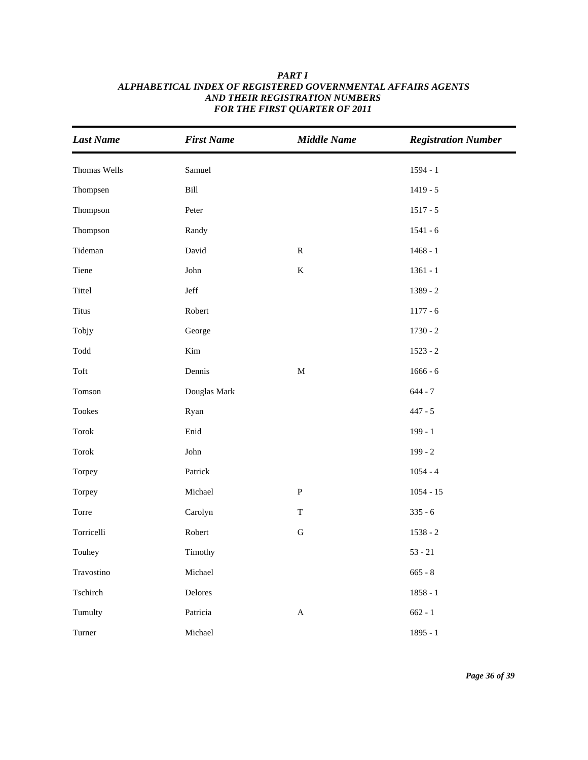***PART I***
***ALPHABETICAL INDEX OF REGISTERED GOVERNMENTAL AFFAIRS AGENTS AND THEIR REGISTRATION NUMBERS FOR THE FIRST QUARTER OF 2011***

| *Last Name* | *First Name* | *Middle Name* | *Registration Number* |
|---|---|---|---|
| Thomas Wells | Samuel | | 1594 - 1 |
| Thompsen | Bill | | 1419 - 5 |
| Thompson | Peter | | 1517 - 5 |
| Thompson | Randy | | 1541 - 6 |
| Tideman | David | R | 1468 - 1 |
| Tiene | John | K | 1361 - 1 |
| Tittel | Jeff | | 1389 - 2 |
| Titus | Robert | | 1177 - 6 |
| Tobjy | George | | 1730 - 2 |
| Todd | Kim | | 1523 - 2 |
| Toft | Dennis | M | 1666 - 6 |
| Tomson | Douglas Mark | | 644 - 7 |
| Tookes | Ryan | | 447 - 5 |
| Torok | Enid | | 199 - 1 |
| Torok | John | | 199 - 2 |
| Torpey | Patrick | | 1054 - 4 |
| Torpey | Michael | P | 1054 - 15 |
| Torre | Carolyn | T | 335 - 6 |
| Torricelli | Robert | G | 1538 - 2 |
| Touhey | Timothy | | 53 - 21 |
| Travostino | Michael | | 665 - 8 |
| Tschirch | Delores | | 1858 - 1 |
| Tumulty | Patricia | A | 662 - 1 |
| Turner | Michael | | 1895 - 1 |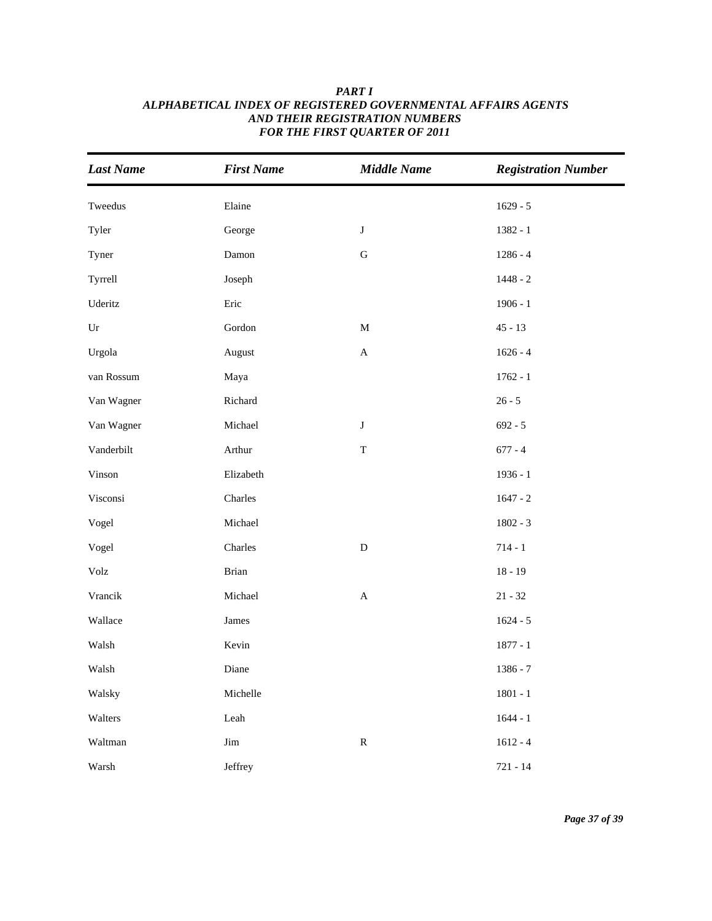***PART I***
***ALPHABETICAL INDEX OF REGISTERED GOVERNMENTAL AFFAIRS AGENTS AND THEIR REGISTRATION NUMBERS FOR THE FIRST QUARTER OF 2011***

| *Last Name* | *First Name* | *Middle Name* | *Registration Number* |
|---|---|---|---|
| Tweedus | Elaine | | 1629 - 5 |
| Tyler | George | J | 1382 - 1 |
| Tyner | Damon | G | 1286 - 4 |
| Tyrrell | Joseph | | 1448 - 2 |
| Uderitz | Eric | | 1906 - 1 |
| Ur | Gordon | M | 45 - 13 |
| Urgola | August | A | 1626 - 4 |
| van Rossum | Maya | | 1762 - 1 |
| Van Wagner | Richard | | 26 - 5 |
| Van Wagner | Michael | J | 692 - 5 |
| Vanderbilt | Arthur | T | 677 - 4 |
| Vinson | Elizabeth | | 1936 - 1 |
| Visconsi | Charles | | 1647 - 2 |
| Vogel | Michael | | 1802 - 3 |
| Vogel | Charles | D | 714 - 1 |
| Volz | Brian | | 18 - 19 |
| Vrancik | Michael | A | 21 - 32 |
| Wallace | James | | 1624 - 5 |
| Walsh | Kevin | | 1877 - 1 |
| Walsh | Diane | | 1386 - 7 |
| Walsky | Michelle | | 1801 - 1 |
| Walters | Leah | | 1644 - 1 |
| Waltman | Jim | R | 1612 - 4 |
| Warsh | Jeffrey | | 721 - 14 |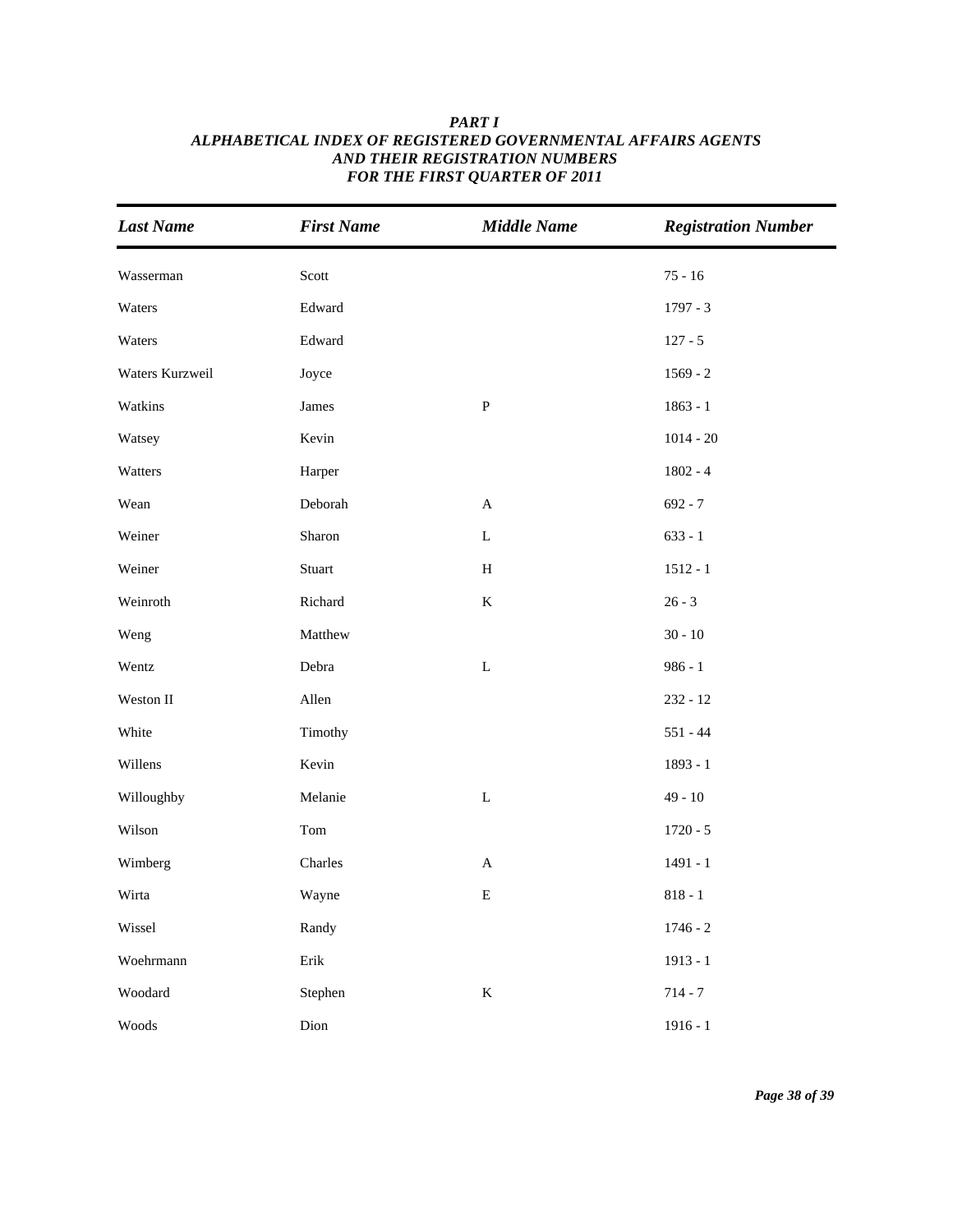***PART I***
***ALPHABETICAL INDEX OF REGISTERED GOVERNMENTAL AFFAIRS AGENTS***
***AND THEIR REGISTRATION NUMBERS***
***FOR THE FIRST QUARTER OF 2011***

| *Last Name* | *First Name* | *Middle Name* | *Registration Number* |
|---|---|---|---|
| Wasserman | Scott | | 75 - 16 |
| Waters | Edward | | 1797 - 3 |
| Waters | Edward | | 127 - 5 |
| Waters Kurzweil | Joyce | | 1569 - 2 |
| Watkins | James | P | 1863 - 1 |
| Watsey | Kevin | | 1014 - 20 |
| Watters | Harper | | 1802 - 4 |
| Wean | Deborah | A | 692 - 7 |
| Weiner | Sharon | L | 633 - 1 |
| Weiner | Stuart | H | 1512 - 1 |
| Weinroth | Richard | K | 26 - 3 |
| Weng | Matthew | | 30 - 10 |
| Wentz | Debra | L | 986 - 1 |
| Weston II | Allen | | 232 - 12 |
| White | Timothy | | 551 - 44 |
| Willens | Kevin | | 1893 - 1 |
| Willoughby | Melanie | L | 49 - 10 |
| Wilson | Tom | | 1720 - 5 |
| Wimberg | Charles | A | 1491 - 1 |
| Wirta | Wayne | E | 818 - 1 |
| Wissel | Randy | | 1746 - 2 |
| Woehrmann | Erik | | 1913 - 1 |
| Woodard | Stephen | K | 714 - 7 |
| Woods | Dion | | 1916 - 1 |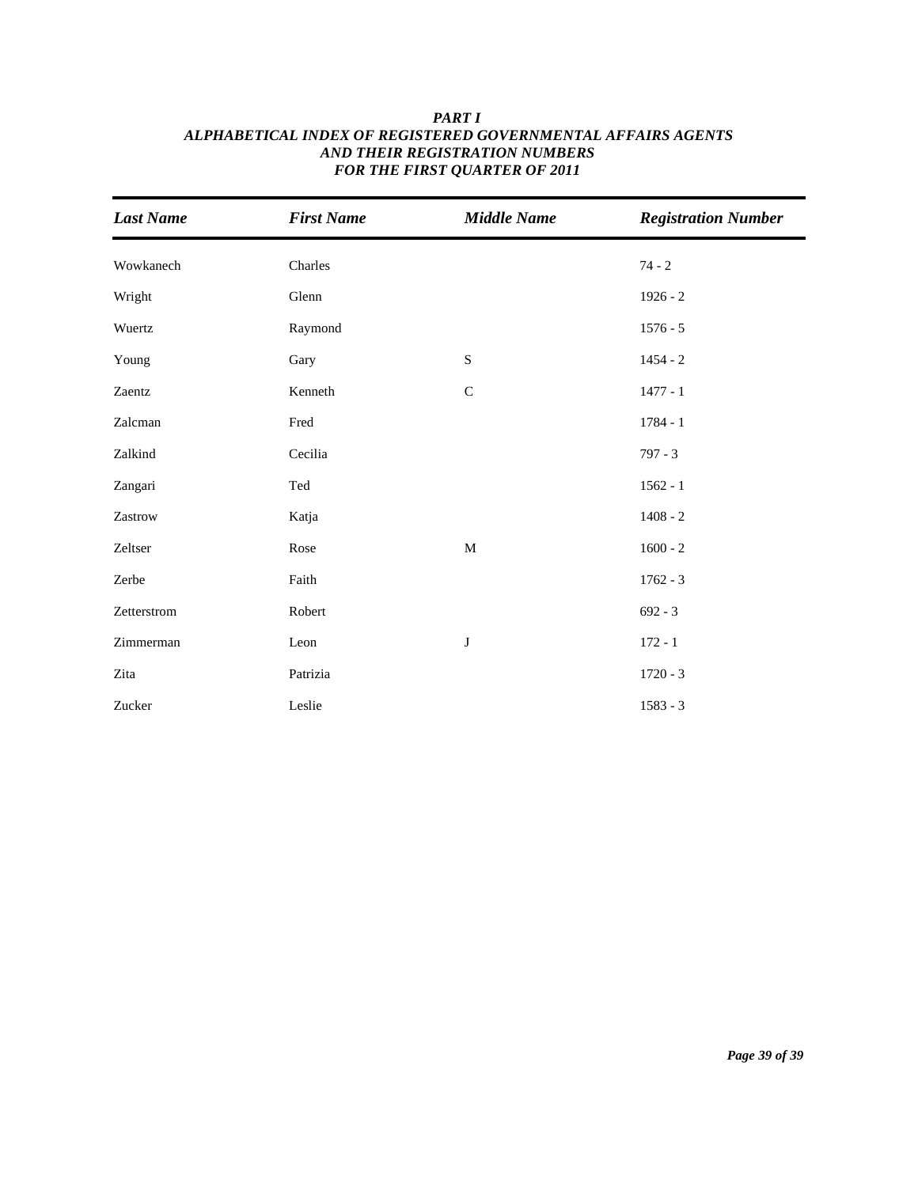# *PART I*
## *ALPHABETICAL INDEX OF REGISTERED GOVERNMENTAL AFFAIRS AGENTS AND THEIR REGISTRATION NUMBERS FOR THE FIRST QUARTER OF 2011*

| *Last Name* | *First Name* | *Middle Name* | *Registration Number* |
|---|---|---|---|
| Wowkanech | Charles | | 74 - 2 |
| Wright | Glenn | | 1926 - 2 |
| Wuertz | Raymond | | 1576 - 5 |
| Young | Gary | S | 1454 - 2 |
| Zaentz | Kenneth | C | 1477 - 1 |
| Zalcman | Fred | | 1784 - 1 |
| Zalkind | Cecilia | | 797 - 3 |
| Zangari | Ted | | 1562 - 1 |
| Zastrow | Katja | | 1408 - 2 |
| Zeltser | Rose | M | 1600 - 2 |
| Zerbe | Faith | | 1762 - 3 |
| Zetterstrom | Robert | | 692 - 3 |
| Zimmerman | Leon | J | 172 - 1 |
| Zita | Patrizia | | 1720 - 3 |
| Zucker | Leslie | | 1583 - 3 |